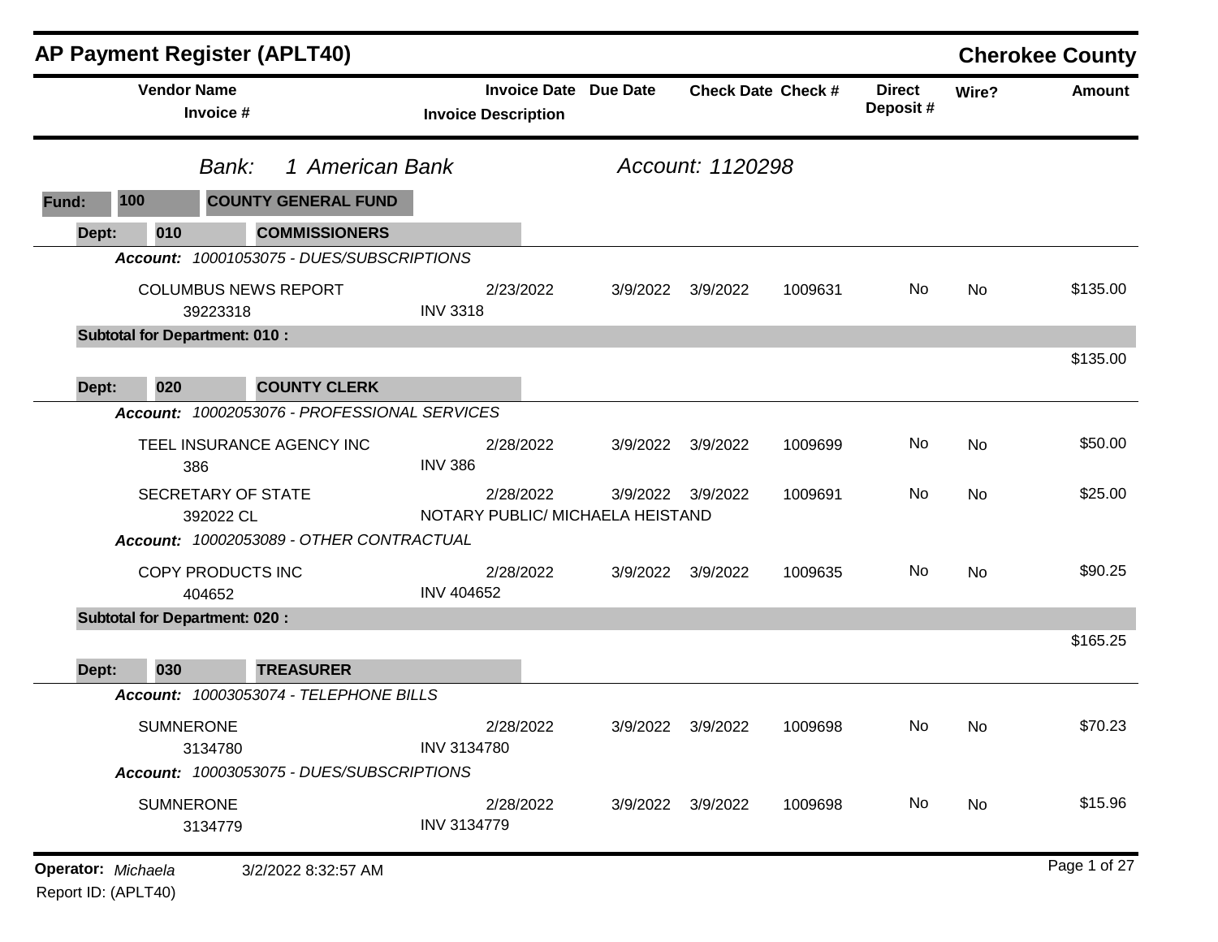# AP Payment Register (APLT40)

**Cherokee County**

*Bank:* *1 American Bank* — *Account: 1120298*

**Fund: 100 COUNTY GENERAL FUND**

| Vendor Name / Invoice # | Invoice Date / Invoice Description | Due Date | Check Date | Check # | Direct Deposit # | Wire? | Amount |
|---|---|---|---|---|---|---|---|
| **Dept: 010 COMMISSIONERS** | | | | | | | |
| *Account: 10001053075 - DUES/SUBSCRIPTIONS* | | | | | | | |
| COLUMBUS NEWS REPORT<br>39223318 | 2/23/2022<br>INV 3318 | 3/9/2022 | 3/9/2022 | 1009631 | No | No | $135.00 |
| **Subtotal for Department: 010 :** | | | | | | | $135.00 |
| **Dept: 020 COUNTY CLERK** | | | | | | | |
| *Account: 10002053076 - PROFESSIONAL SERVICES* | | | | | | | |
| TEEL INSURANCE AGENCY INC<br>386 | 2/28/2022<br>INV 386 | 3/9/2022 | 3/9/2022 | 1009699 | No | No | $50.00 |
| SECRETARY OF STATE<br>392022 CL | 2/28/2022<br>NOTARY PUBLIC/ MICHAELA HEISTAND | 3/9/2022 | 3/9/2022 | 1009691 | No | No | $25.00 |
| *Account: 10002053089 - OTHER CONTRACTUAL* | | | | | | | |
| COPY PRODUCTS INC<br>404652 | 2/28/2022<br>INV 404652 | 3/9/2022 | 3/9/2022 | 1009635 | No | No | $90.25 |
| **Subtotal for Department: 020 :** | | | | | | | $165.25 |
| **Dept: 030 TREASURER** | | | | | | | |
| *Account: 10003053074 - TELEPHONE BILLS* | | | | | | | |
| SUMNERONE<br>3134780 | 2/28/2022<br>INV 3134780 | 3/9/2022 | 3/9/2022 | 1009698 | No | No | $70.23 |
| *Account: 10003053075 - DUES/SUBSCRIPTIONS* | | | | | | | |
| SUMNERONE<br>3134779 | 2/28/2022<br>INV 3134779 | 3/9/2022 | 3/9/2022 | 1009698 | No | No | $15.96 |

**Operator:** *Michaela* 3/2/2022 8:32:57 AM

Report ID: (APLT40)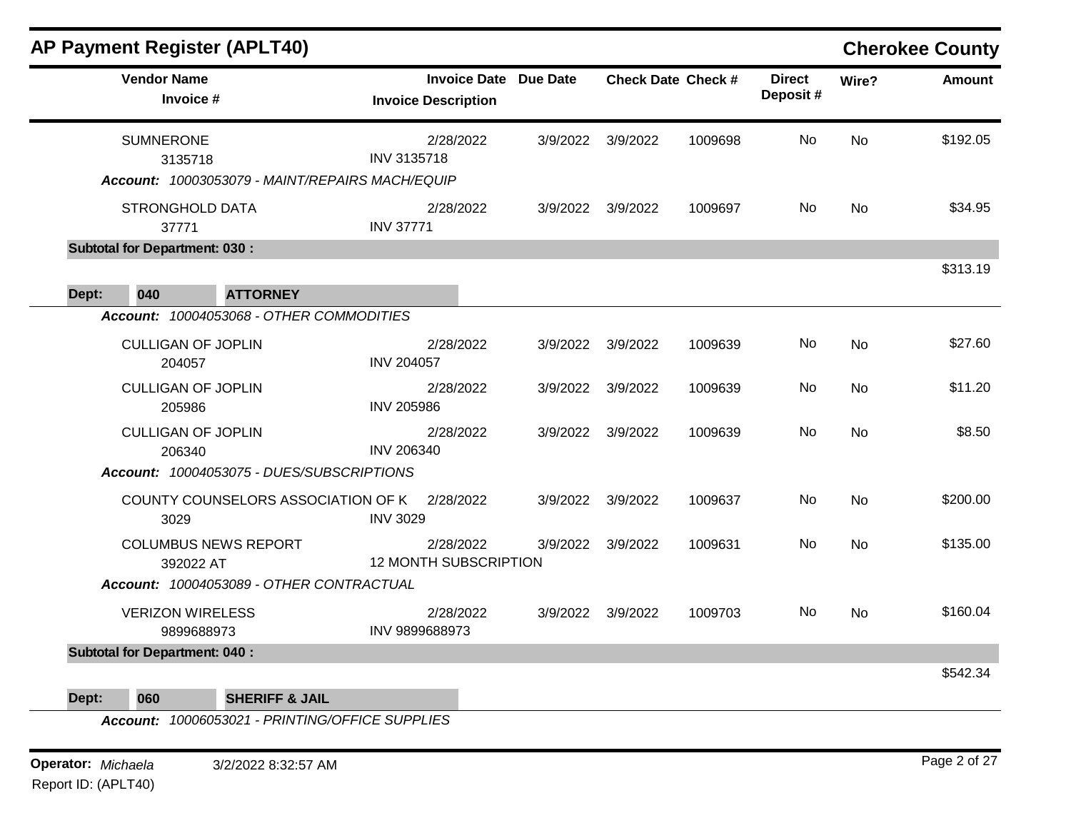## AP Payment Register (APLT40)

**Cherokee County**

| Vendor Name / Invoice # | Invoice Date / Invoice Description | Due Date | Check Date | Check # | Direct Deposit # | Wire? | Amount |
|---|---|---|---|---|---|---|---|
| SUMNERONE 3135718 | 2/28/2022 INV 3135718 | 3/9/2022 | 3/9/2022 | 1009698 | No | No | $192.05 |

*Account: 10003053079 - MAINT/REPAIRS MACH/EQUIP*

| Vendor Name / Invoice # | Invoice Date / Invoice Description | Due Date | Check Date | Check # | Direct Deposit # | Wire? | Amount |
|---|---|---|---|---|---|---|---|
| STRONGHOLD DATA 37771 | 2/28/2022 INV 37771 | 3/9/2022 | 3/9/2022 | 1009697 | No | No | $34.95 |

**Subtotal for Department: 030 :** $313.19

**Dept: 040 ATTORNEY**

*Account: 10004053068 - OTHER COMMODITIES*

| Vendor Name / Invoice # | Invoice Date / Invoice Description | Due Date | Check Date | Check # | Direct Deposit # | Wire? | Amount |
|---|---|---|---|---|---|---|---|
| CULLIGAN OF JOPLIN 204057 | 2/28/2022 INV 204057 | 3/9/2022 | 3/9/2022 | 1009639 | No | No | $27.60 |
| CULLIGAN OF JOPLIN 205986 | 2/28/2022 INV 205986 | 3/9/2022 | 3/9/2022 | 1009639 | No | No | $11.20 |
| CULLIGAN OF JOPLIN 206340 | 2/28/2022 INV 206340 | 3/9/2022 | 3/9/2022 | 1009639 | No | No | $8.50 |

*Account: 10004053075 - DUES/SUBSCRIPTIONS*

| Vendor Name / Invoice # | Invoice Date / Invoice Description | Due Date | Check Date | Check # | Direct Deposit # | Wire? | Amount |
|---|---|---|---|---|---|---|---|
| COUNTY COUNSELORS ASSOCIATION OF K 3029 | 2/28/2022 INV 3029 | 3/9/2022 | 3/9/2022 | 1009637 | No | No | $200.00 |
| COLUMBUS NEWS REPORT 392022 AT | 2/28/2022 12 MONTH SUBSCRIPTION | 3/9/2022 | 3/9/2022 | 1009631 | No | No | $135.00 |

*Account: 10004053089 - OTHER CONTRACTUAL*

| Vendor Name / Invoice # | Invoice Date / Invoice Description | Due Date | Check Date | Check # | Direct Deposit # | Wire? | Amount |
|---|---|---|---|---|---|---|---|
| VERIZON WIRELESS 9899688973 | 2/28/2022 INV 9899688973 | 3/9/2022 | 3/9/2022 | 1009703 | No | No | $160.04 |

**Subtotal for Department: 040 :** $542.34

**Dept: 060 SHERIFF & JAIL**

*Account: 10006053021 - PRINTING/OFFICE SUPPLIES*

**Operator:** *Michaela* 3/2/2022 8:32:57 AM

Report ID: (APLT40)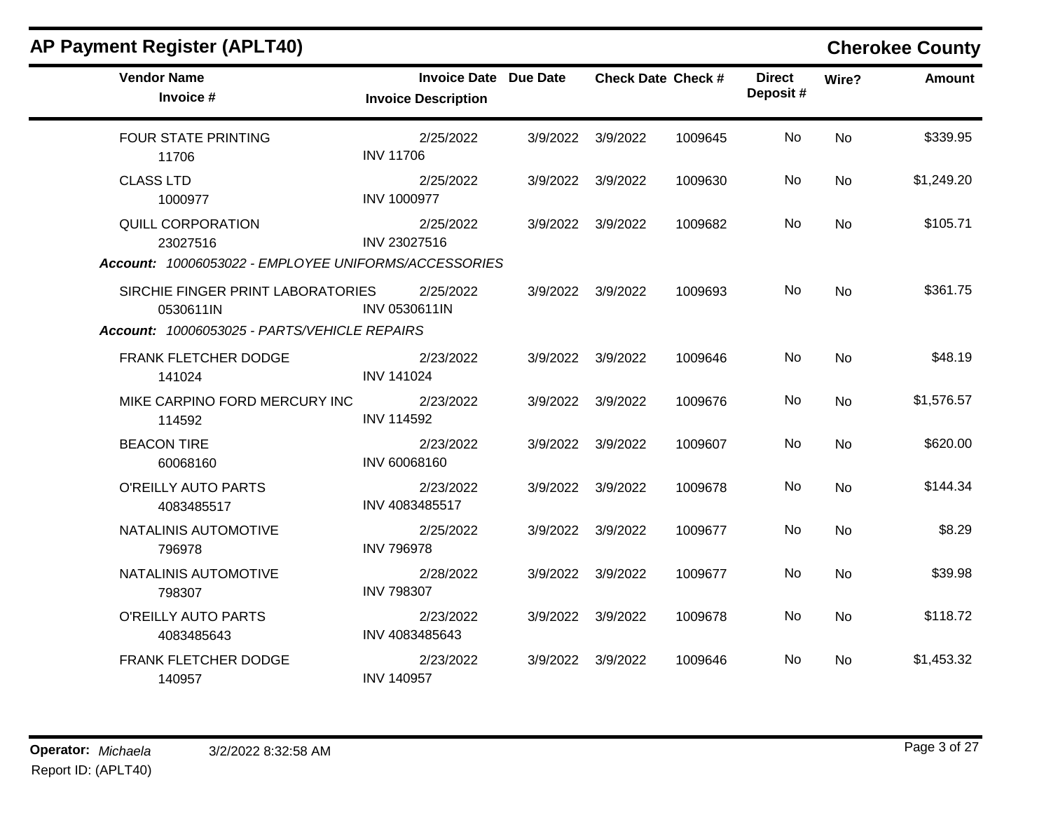## AP Payment Register (APLT40)

**Cherokee County**

| Vendor Name / Invoice # | Invoice Date / Invoice Description | Due Date | Check Date | Check # | Direct Deposit # | Wire? | Amount |
|---|---|---|---|---|---|---|---|
| FOUR STATE PRINTING<br>11706 | 2/25/2022<br>INV 11706 | 3/9/2022 | 3/9/2022 | 1009645 | No | No | $339.95 |
| CLASS LTD<br>1000977 | 2/25/2022<br>INV 1000977 | 3/9/2022 | 3/9/2022 | 1009630 | No | No | $1,249.20 |
| QUILL CORPORATION<br>23027516 | 2/25/2022<br>INV 23027516 | 3/9/2022 | 3/9/2022 | 1009682 | No | No | $105.71 |
| ***Account:** 10006053022 - EMPLOYEE UNIFORMS/ACCESSORIES* | | | | | | | |
| SIRCHIE FINGER PRINT LABORATORIES<br>0530611IN | 2/25/2022<br>INV 0530611IN | 3/9/2022 | 3/9/2022 | 1009693 | No | No | $361.75 |
| ***Account:** 10006053025 - PARTS/VEHICLE REPAIRS* | | | | | | | |
| FRANK FLETCHER DODGE<br>141024 | 2/23/2022<br>INV 141024 | 3/9/2022 | 3/9/2022 | 1009646 | No | No | $48.19 |
| MIKE CARPINO FORD MERCURY INC<br>114592 | 2/23/2022<br>INV 114592 | 3/9/2022 | 3/9/2022 | 1009676 | No | No | $1,576.57 |
| BEACON TIRE<br>60068160 | 2/23/2022<br>INV 60068160 | 3/9/2022 | 3/9/2022 | 1009607 | No | No | $620.00 |
| O'REILLY AUTO PARTS<br>4083485517 | 2/23/2022<br>INV 4083485517 | 3/9/2022 | 3/9/2022 | 1009678 | No | No | $144.34 |
| NATALINIS AUTOMOTIVE<br>796978 | 2/25/2022<br>INV 796978 | 3/9/2022 | 3/9/2022 | 1009677 | No | No | $8.29 |
| NATALINIS AUTOMOTIVE<br>798307 | 2/28/2022<br>INV 798307 | 3/9/2022 | 3/9/2022 | 1009677 | No | No | $39.98 |
| O'REILLY AUTO PARTS<br>4083485643 | 2/23/2022<br>INV 4083485643 | 3/9/2022 | 3/9/2022 | 1009678 | No | No | $118.72 |
| FRANK FLETCHER DODGE<br>140957 | 2/23/2022<br>INV 140957 | 3/9/2022 | 3/9/2022 | 1009646 | No | No | $1,453.32 |

**Operator:** *Michaela* 3/2/2022 8:32:58 AM
Report ID: (APLT40)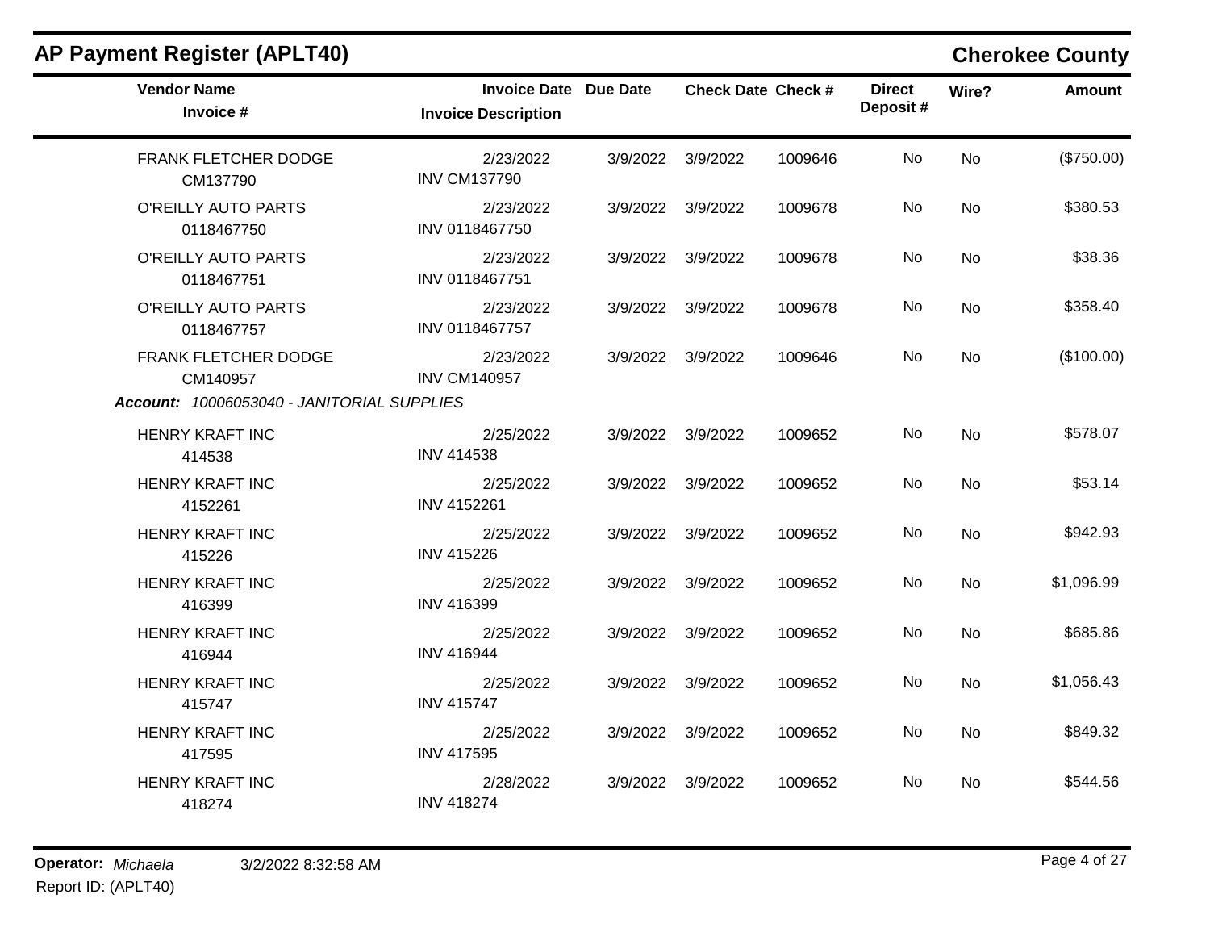## AP Payment Register (APLT40)

**Cherokee County**

| Vendor Name / Invoice # | Invoice Date / Invoice Description | Due Date | Check Date | Check # | Direct Deposit # | Wire? | Amount |
|---|---|---|---|---|---|---|---|
| FRANK FLETCHER DODGE<br>CM137790 | 2/23/2022<br>INV CM137790 | 3/9/2022 | 3/9/2022 | 1009646 | No | No | ($750.00) |
| O'REILLY AUTO PARTS<br>0118467750 | 2/23/2022<br>INV 0118467750 | 3/9/2022 | 3/9/2022 | 1009678 | No | No | $380.53 |
| O'REILLY AUTO PARTS<br>0118467751 | 2/23/2022<br>INV 0118467751 | 3/9/2022 | 3/9/2022 | 1009678 | No | No | $38.36 |
| O'REILLY AUTO PARTS<br>0118467757 | 2/23/2022<br>INV 0118467757 | 3/9/2022 | 3/9/2022 | 1009678 | No | No | $358.40 |
| FRANK FLETCHER DODGE<br>CM140957 | 2/23/2022<br>INV CM140957 | 3/9/2022 | 3/9/2022 | 1009646 | No | No | ($100.00) |
| ***Account:*** *10006053040 - JANITORIAL SUPPLIES* | | | | | | | |
| HENRY KRAFT INC<br>414538 | 2/25/2022<br>INV 414538 | 3/9/2022 | 3/9/2022 | 1009652 | No | No | $578.07 |
| HENRY KRAFT INC<br>4152261 | 2/25/2022<br>INV 4152261 | 3/9/2022 | 3/9/2022 | 1009652 | No | No | $53.14 |
| HENRY KRAFT INC<br>415226 | 2/25/2022<br>INV 415226 | 3/9/2022 | 3/9/2022 | 1009652 | No | No | $942.93 |
| HENRY KRAFT INC<br>416399 | 2/25/2022<br>INV 416399 | 3/9/2022 | 3/9/2022 | 1009652 | No | No | $1,096.99 |
| HENRY KRAFT INC<br>416944 | 2/25/2022<br>INV 416944 | 3/9/2022 | 3/9/2022 | 1009652 | No | No | $685.86 |
| HENRY KRAFT INC<br>415747 | 2/25/2022<br>INV 415747 | 3/9/2022 | 3/9/2022 | 1009652 | No | No | $1,056.43 |
| HENRY KRAFT INC<br>417595 | 2/25/2022<br>INV 417595 | 3/9/2022 | 3/9/2022 | 1009652 | No | No | $849.32 |
| HENRY KRAFT INC<br>418274 | 2/28/2022<br>INV 418274 | 3/9/2022 | 3/9/2022 | 1009652 | No | No | $544.56 |

**Operator:** *Michaela* 3/2/2022 8:32:58 AM

Report ID: (APLT40)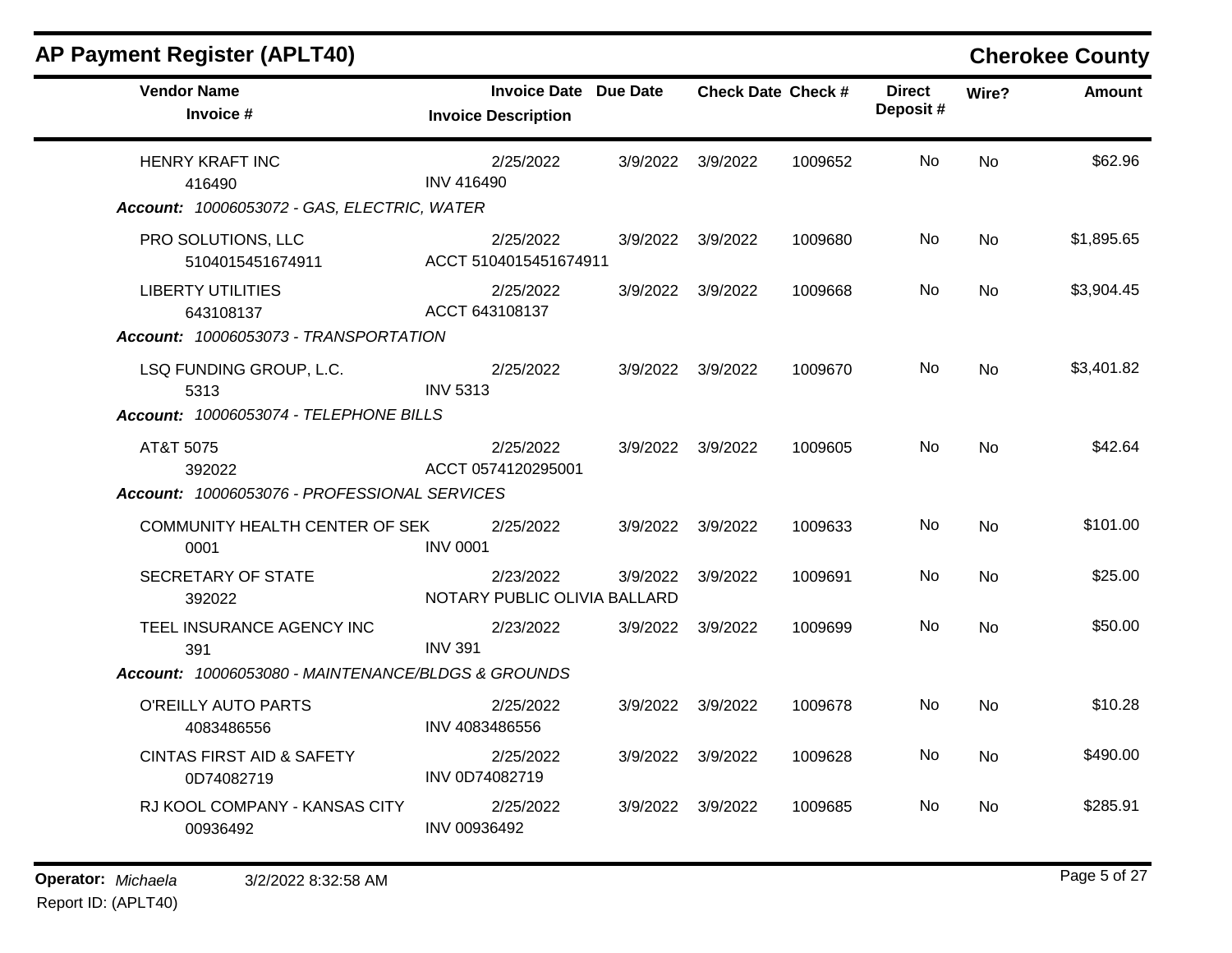## AP Payment Register (APLT40)

**Cherokee County**

| Vendor Name / Invoice # | Invoice Date / Invoice Description | Due Date | Check Date | Check # | Direct Deposit # | Wire? | Amount |
|---|---|---|---|---|---|---|---|
| HENRY KRAFT INC<br>416490 | 2/25/2022<br>INV 416490 | 3/9/2022 | 3/9/2022 | 1009652 | No | No | $62.96 |
| ***Account:*** *10006053072 - GAS, ELECTRIC, WATER* | | | | | | | |
| PRO SOLUTIONS, LLC<br>5104015451674911 | 2/25/2022<br>ACCT 5104015451674911 | 3/9/2022 | 3/9/2022 | 1009680 | No | No | $1,895.65 |
| LIBERTY UTILITIES<br>643108137 | 2/25/2022<br>ACCT 643108137 | 3/9/2022 | 3/9/2022 | 1009668 | No | No | $3,904.45 |
| ***Account:*** *10006053073 - TRANSPORTATION* | | | | | | | |
| LSQ FUNDING GROUP, L.C.<br>5313 | 2/25/2022<br>INV 5313 | 3/9/2022 | 3/9/2022 | 1009670 | No | No | $3,401.82 |
| ***Account:*** *10006053074 - TELEPHONE BILLS* | | | | | | | |
| AT&T 5075<br>392022 | 2/25/2022<br>ACCT 0574120295001 | 3/9/2022 | 3/9/2022 | 1009605 | No | No | $42.64 |
| ***Account:*** *10006053076 - PROFESSIONAL SERVICES* | | | | | | | |
| COMMUNITY HEALTH CENTER OF SEK<br>0001 | 2/25/2022<br>INV 0001 | 3/9/2022 | 3/9/2022 | 1009633 | No | No | $101.00 |
| SECRETARY OF STATE<br>392022 | 2/23/2022<br>NOTARY PUBLIC OLIVIA BALLARD | 3/9/2022 | 3/9/2022 | 1009691 | No | No | $25.00 |
| TEEL INSURANCE AGENCY INC<br>391 | 2/23/2022<br>INV 391 | 3/9/2022 | 3/9/2022 | 1009699 | No | No | $50.00 |
| ***Account:*** *10006053080 - MAINTENANCE/BLDGS & GROUNDS* | | | | | | | |
| O'REILLY AUTO PARTS<br>4083486556 | 2/25/2022<br>INV 4083486556 | 3/9/2022 | 3/9/2022 | 1009678 | No | No | $10.28 |
| CINTAS FIRST AID & SAFETY<br>0D74082719 | 2/25/2022<br>INV 0D74082719 | 3/9/2022 | 3/9/2022 | 1009628 | No | No | $490.00 |
| RJ KOOL COMPANY - KANSAS CITY<br>00936492 | 2/25/2022<br>INV 00936492 | 3/9/2022 | 3/9/2022 | 1009685 | No | No | $285.91 |

**Operator:** *Michaela* 3/2/2022 8:32:58 AM

Report ID: (APLT40)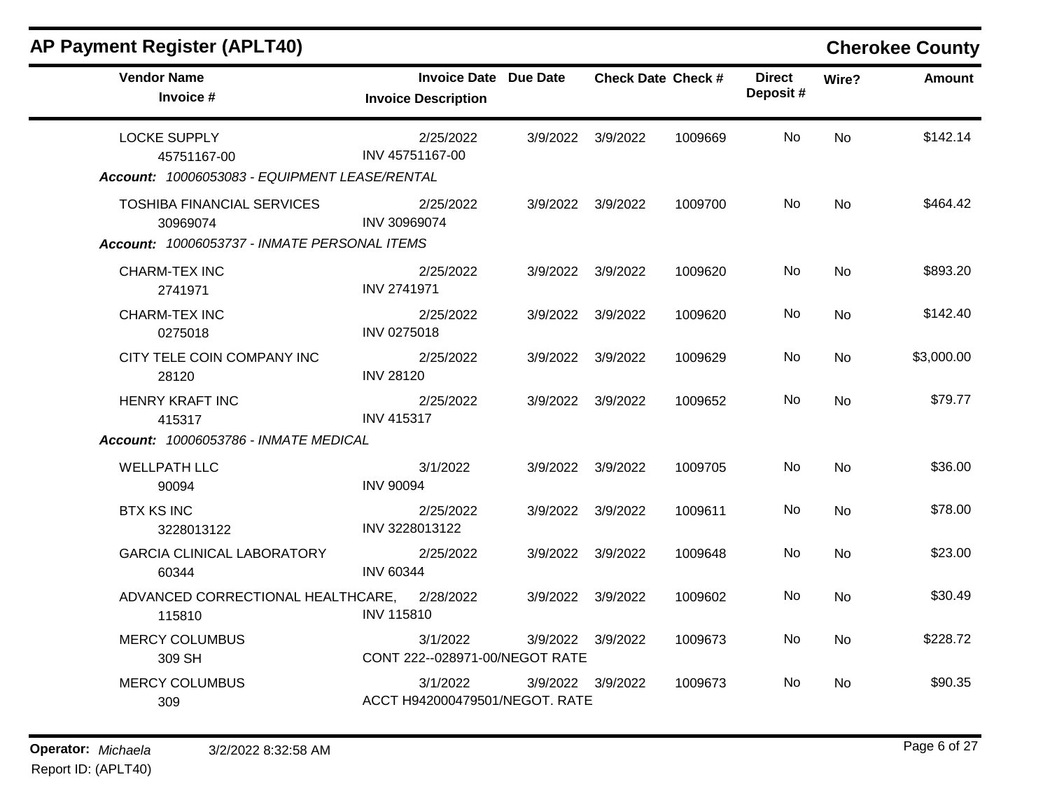## AP Payment Register (APLT40)

**Cherokee County**

| Vendor Name / Invoice # | Invoice Date / Invoice Description | Due Date | Check Date | Check # | Direct Deposit # | Wire? | Amount |
|---|---|---|---|---|---|---|---|
| LOCKE SUPPLY<br>45751167-00 | 2/25/2022<br>INV 45751167-00 | 3/9/2022 | 3/9/2022 | 1009669 | No | No | $142.14 |
| ***Account: 10006053083 - EQUIPMENT LEASE/RENTAL*** | | | | | | | |
| TOSHIBA FINANCIAL SERVICES<br>30969074 | 2/25/2022<br>INV 30969074 | 3/9/2022 | 3/9/2022 | 1009700 | No | No | $464.42 |
| ***Account: 10006053737 - INMATE PERSONAL ITEMS*** | | | | | | | |
| CHARM-TEX INC<br>2741971 | 2/25/2022<br>INV 2741971 | 3/9/2022 | 3/9/2022 | 1009620 | No | No | $893.20 |
| CHARM-TEX INC<br>0275018 | 2/25/2022<br>INV 0275018 | 3/9/2022 | 3/9/2022 | 1009620 | No | No | $142.40 |
| CITY TELE COIN COMPANY INC<br>28120 | 2/25/2022<br>INV 28120 | 3/9/2022 | 3/9/2022 | 1009629 | No | No | $3,000.00 |
| HENRY KRAFT INC<br>415317 | 2/25/2022<br>INV 415317 | 3/9/2022 | 3/9/2022 | 1009652 | No | No | $79.77 |
| ***Account: 10006053786 - INMATE MEDICAL*** | | | | | | | |
| WELLPATH LLC<br>90094 | 3/1/2022<br>INV 90094 | 3/9/2022 | 3/9/2022 | 1009705 | No | No | $36.00 |
| BTX KS INC<br>3228013122 | 2/25/2022<br>INV 3228013122 | 3/9/2022 | 3/9/2022 | 1009611 | No | No | $78.00 |
| GARCIA CLINICAL LABORATORY<br>60344 | 2/25/2022<br>INV 60344 | 3/9/2022 | 3/9/2022 | 1009648 | No | No | $23.00 |
| ADVANCED CORRECTIONAL HEALTHCARE,<br>115810 | 2/28/2022<br>INV 115810 | 3/9/2022 | 3/9/2022 | 1009602 | No | No | $30.49 |
| MERCY COLUMBUS<br>309 SH | 3/1/2022<br>CONT 222--028971-00/NEGOT RATE | 3/9/2022 | 3/9/2022 | 1009673 | No | No | $228.72 |
| MERCY COLUMBUS<br>309 | 3/1/2022<br>ACCT H942000479501/NEGOT. RATE | 3/9/2022 | 3/9/2022 | 1009673 | No | No | $90.35 |

**Operator:** *Michaela* 3/2/2022 8:32:58 AM
Report ID: (APLT40)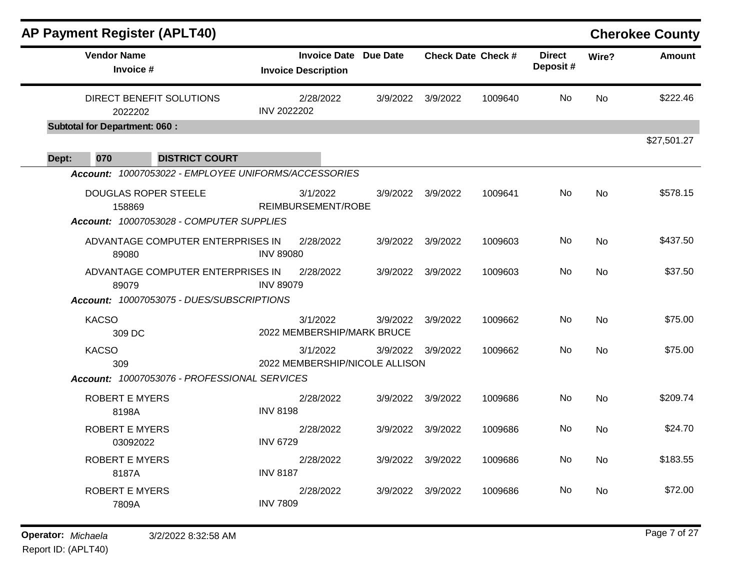# AP Payment Register (APLT40)

## Cherokee County

| Vendor Name / Invoice # | Invoice Date / Invoice Description | Due Date | Check Date | Check # | Direct Deposit # | Wire? | Amount |
|---|---|---|---|---|---|---|---|
| DIRECT BENEFIT SOLUTIONS<br>2022202 | 2/28/2022<br>INV 2022202 | 3/9/2022 | 3/9/2022 | 1009640 | No | No | $222.46 |
| **Subtotal for Department: 060 :** | | | | | | | $27,501.27 |

**Dept: 070 DISTRICT COURT**

***Account:*** *10007053022 - EMPLOYEE UNIFORMS/ACCESSORIES*

| Vendor Name / Invoice # | Invoice Date / Invoice Description | Due Date | Check Date | Check # | Direct Deposit # | Wire? | Amount |
|---|---|---|---|---|---|---|---|
| DOUGLAS ROPER STEELE<br>158869 | 3/1/2022<br>REIMBURSEMENT/ROBE | 3/9/2022 | 3/9/2022 | 1009641 | No | No | $578.15 |

***Account:*** *10007053028 - COMPUTER SUPPLIES*

| Vendor Name / Invoice # | Invoice Date / Invoice Description | Due Date | Check Date | Check # | Direct Deposit # | Wire? | Amount |
|---|---|---|---|---|---|---|---|
| ADVANTAGE COMPUTER ENTERPRISES IN<br>89080 | 2/28/2022<br>INV 89080 | 3/9/2022 | 3/9/2022 | 1009603 | No | No | $437.50 |
| ADVANTAGE COMPUTER ENTERPRISES IN<br>89079 | 2/28/2022<br>INV 89079 | 3/9/2022 | 3/9/2022 | 1009603 | No | No | $37.50 |

***Account:*** *10007053075 - DUES/SUBSCRIPTIONS*

| Vendor Name / Invoice # | Invoice Date / Invoice Description | Due Date | Check Date | Check # | Direct Deposit # | Wire? | Amount |
|---|---|---|---|---|---|---|---|
| KACSO<br>309 DC | 3/1/2022<br>2022 MEMBERSHIP/MARK BRUCE | 3/9/2022 | 3/9/2022 | 1009662 | No | No | $75.00 |
| KACSO<br>309 | 3/1/2022<br>2022 MEMBERSHIP/NICOLE ALLISON | 3/9/2022 | 3/9/2022 | 1009662 | No | No | $75.00 |

***Account:*** *10007053076 - PROFESSIONAL SERVICES*

| Vendor Name / Invoice # | Invoice Date / Invoice Description | Due Date | Check Date | Check # | Direct Deposit # | Wire? | Amount |
|---|---|---|---|---|---|---|---|
| ROBERT E MYERS<br>8198A | 2/28/2022<br>INV 8198 | 3/9/2022 | 3/9/2022 | 1009686 | No | No | $209.74 |
| ROBERT E MYERS<br>03092022 | 2/28/2022<br>INV 6729 | 3/9/2022 | 3/9/2022 | 1009686 | No | No | $24.70 |
| ROBERT E MYERS<br>8187A | 2/28/2022<br>INV 8187 | 3/9/2022 | 3/9/2022 | 1009686 | No | No | $183.55 |
| ROBERT E MYERS<br>7809A | 2/28/2022<br>INV 7809 | 3/9/2022 | 3/9/2022 | 1009686 | No | No | $72.00 |

**Operator:** *Michaela* 3/2/2022 8:32:58 AM
Report ID: (APLT40)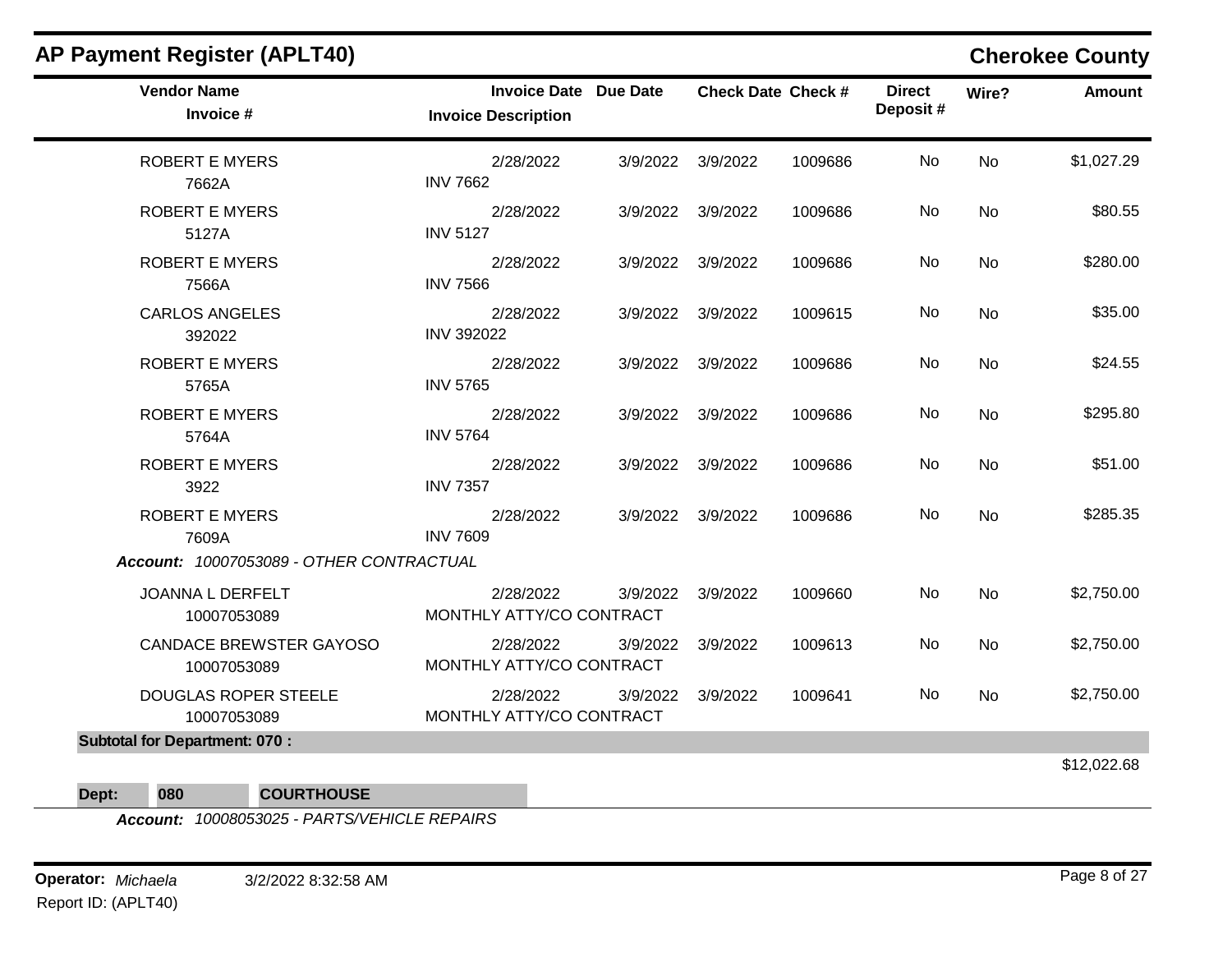## AP Payment Register (APLT40)

## Cherokee County

| Vendor Name / Invoice # | Invoice Date / Invoice Description | Due Date | Check Date | Check # | Direct Deposit # | Wire? | Amount |
|---|---|---|---|---|---|---|---|
| ROBERT E MYERS<br>7662A | 2/28/2022<br>INV 7662 | 3/9/2022 | 3/9/2022 | 1009686 | No | No | $1,027.29 |
| ROBERT E MYERS<br>5127A | 2/28/2022<br>INV 5127 | 3/9/2022 | 3/9/2022 | 1009686 | No | No | $80.55 |
| ROBERT E MYERS<br>7566A | 2/28/2022<br>INV 7566 | 3/9/2022 | 3/9/2022 | 1009686 | No | No | $280.00 |
| CARLOS ANGELES<br>392022 | 2/28/2022<br>INV 392022 | 3/9/2022 | 3/9/2022 | 1009615 | No | No | $35.00 |
| ROBERT E MYERS<br>5765A | 2/28/2022<br>INV 5765 | 3/9/2022 | 3/9/2022 | 1009686 | No | No | $24.55 |
| ROBERT E MYERS<br>5764A | 2/28/2022<br>INV 5764 | 3/9/2022 | 3/9/2022 | 1009686 | No | No | $295.80 |
| ROBERT E MYERS<br>3922 | 2/28/2022<br>INV 7357 | 3/9/2022 | 3/9/2022 | 1009686 | No | No | $51.00 |
| ROBERT E MYERS<br>7609A | 2/28/2022<br>INV 7609 | 3/9/2022 | 3/9/2022 | 1009686 | No | No | $285.35 |
| ***Account:* 10007053089 - OTHER CONTRACTUAL** | | | | | | | |
| JOANNA L DERFELT<br>10007053089 | 2/28/2022<br>MONTHLY ATTY/CO CONTRACT | 3/9/2022 | 3/9/2022 | 1009660 | No | No | $2,750.00 |
| CANDACE BREWSTER GAYOSO<br>10007053089 | 2/28/2022<br>MONTHLY ATTY/CO CONTRACT | 3/9/2022 | 3/9/2022 | 1009613 | No | No | $2,750.00 |
| DOUGLAS ROPER STEELE<br>10007053089 | 2/28/2022<br>MONTHLY ATTY/CO CONTRACT | 3/9/2022 | 3/9/2022 | 1009641 | No | No | $2,750.00 |
| **Subtotal for Department: 070 :** | | | | | | | $12,022.68 |

**Dept: 080 COURTHOUSE**

***Account:* 10008053025 - PARTS/VEHICLE REPAIRS**

**Operator:** *Michaela* 3/2/2022 8:32:58 AM

Report ID: (APLT40)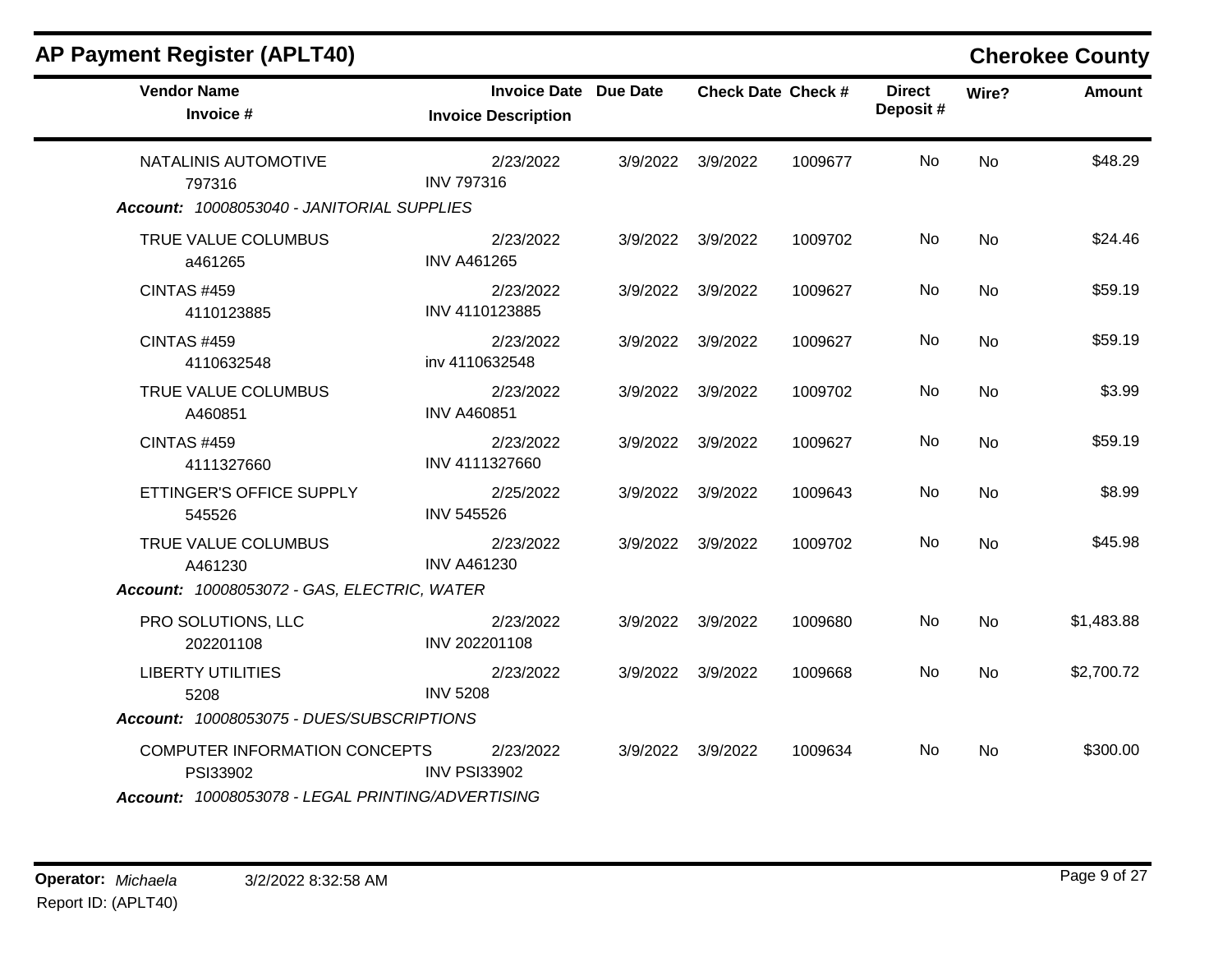## AP Payment Register (APLT40)

**Cherokee County**

| Vendor Name / Invoice # | Invoice Date / Invoice Description | Due Date | Check Date | Check # | Direct Deposit # | Wire? | Amount |
|---|---|---|---|---|---|---|---|
| NATALINIS AUTOMOTIVE<br>797316 | 2/23/2022<br>INV 797316 | 3/9/2022 | 3/9/2022 | 1009677 | No | No | $48.29 |
| ***Account:** 10008053040 - JANITORIAL SUPPLIES* | | | | | | | |
| TRUE VALUE COLUMBUS<br>a461265 | 2/23/2022<br>INV A461265 | 3/9/2022 | 3/9/2022 | 1009702 | No | No | $24.46 |
| CINTAS #459<br>4110123885 | 2/23/2022<br>INV 4110123885 | 3/9/2022 | 3/9/2022 | 1009627 | No | No | $59.19 |
| CINTAS #459<br>4110632548 | 2/23/2022<br>inv 4110632548 | 3/9/2022 | 3/9/2022 | 1009627 | No | No | $59.19 |
| TRUE VALUE COLUMBUS<br>A460851 | 2/23/2022<br>INV A460851 | 3/9/2022 | 3/9/2022 | 1009702 | No | No | $3.99 |
| CINTAS #459<br>4111327660 | 2/23/2022<br>INV 4111327660 | 3/9/2022 | 3/9/2022 | 1009627 | No | No | $59.19 |
| ETTINGER'S OFFICE SUPPLY<br>545526 | 2/25/2022<br>INV 545526 | 3/9/2022 | 3/9/2022 | 1009643 | No | No | $8.99 |
| TRUE VALUE COLUMBUS<br>A461230 | 2/23/2022<br>INV A461230 | 3/9/2022 | 3/9/2022 | 1009702 | No | No | $45.98 |
| ***Account:** 10008053072 - GAS, ELECTRIC, WATER* | | | | | | | |
| PRO SOLUTIONS, LLC<br>202201108 | 2/23/2022<br>INV 202201108 | 3/9/2022 | 3/9/2022 | 1009680 | No | No | $1,483.88 |
| LIBERTY UTILITIES<br>5208 | 2/23/2022<br>INV 5208 | 3/9/2022 | 3/9/2022 | 1009668 | No | No | $2,700.72 |
| ***Account:** 10008053075 - DUES/SUBSCRIPTIONS* | | | | | | | |
| COMPUTER INFORMATION CONCEPTS<br>PSI33902 | 2/23/2022<br>INV PSI33902 | 3/9/2022 | 3/9/2022 | 1009634 | No | No | $300.00 |
| ***Account:** 10008053078 - LEGAL PRINTING/ADVERTISING* | | | | | | | |

**Operator:** *Michaela* 3/2/2022 8:32:58 AM
Report ID: (APLT40)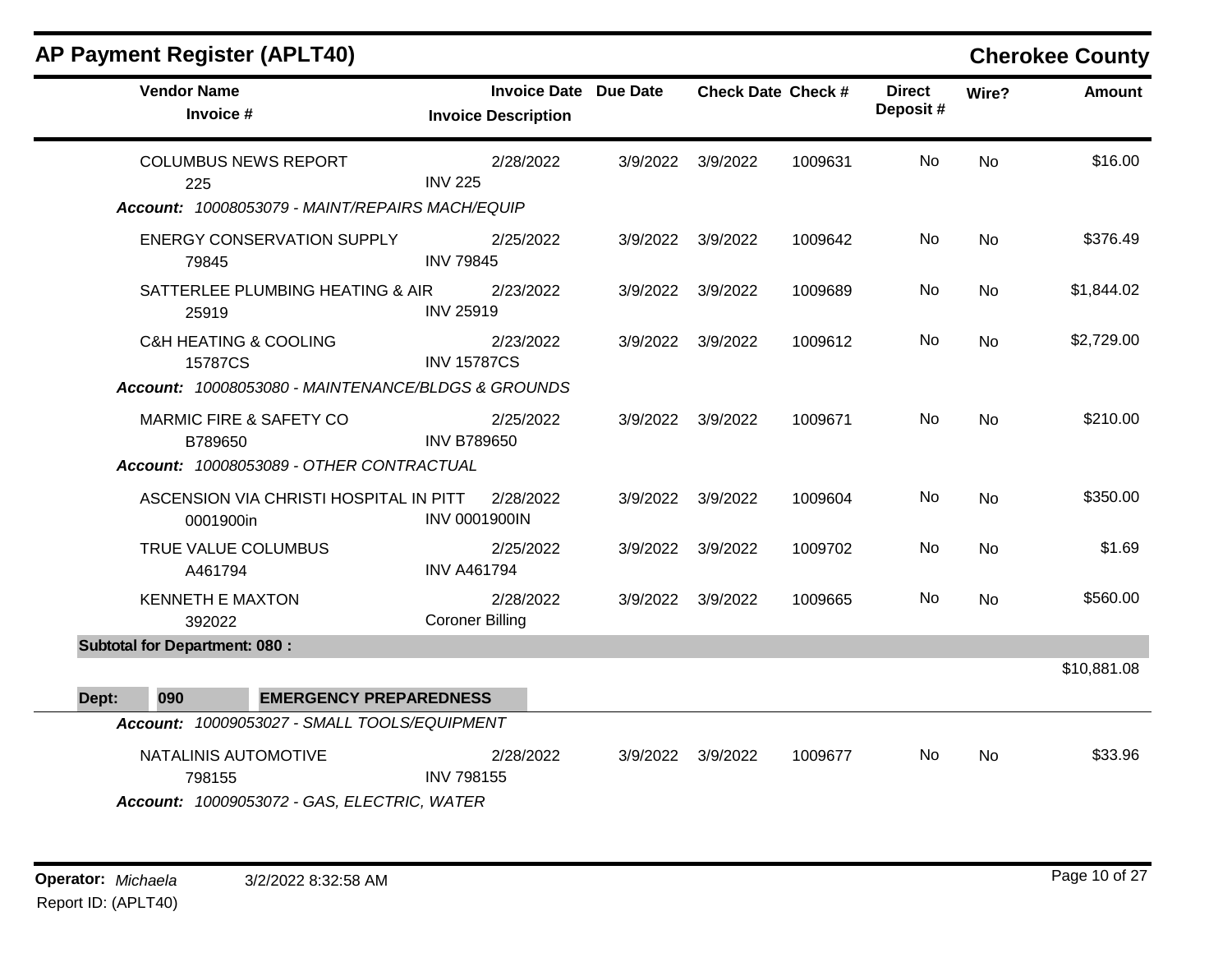## AP Payment Register (APLT40)

**Cherokee County**

| Vendor Name / Invoice # | Invoice Date / Invoice Description | Due Date | Check Date | Check # | Direct Deposit # | Wire? | Amount |
|---|---|---|---|---|---|---|---|
| COLUMBUS NEWS REPORT<br>225 | 2/28/2022<br>INV 225 | 3/9/2022 | 3/9/2022 | 1009631 | No | No | $16.00 |
| ***Account:** 10008053079 - MAINT/REPAIRS MACH/EQUIP* | | | | | | | |
| ENERGY CONSERVATION SUPPLY<br>79845 | 2/25/2022<br>INV 79845 | 3/9/2022 | 3/9/2022 | 1009642 | No | No | $376.49 |
| SATTERLEE PLUMBING HEATING & AIR<br>25919 | 2/23/2022<br>INV 25919 | 3/9/2022 | 3/9/2022 | 1009689 | No | No | $1,844.02 |
| C&H HEATING & COOLING<br>15787CS | 2/23/2022<br>INV 15787CS | 3/9/2022 | 3/9/2022 | 1009612 | No | No | $2,729.00 |
| ***Account:** 10008053080 - MAINTENANCE/BLDGS & GROUNDS* | | | | | | | |
| MARMIC FIRE & SAFETY CO<br>B789650 | 2/25/2022<br>INV B789650 | 3/9/2022 | 3/9/2022 | 1009671 | No | No | $210.00 |
| ***Account:** 10008053089 - OTHER CONTRACTUAL* | | | | | | | |
| ASCENSION VIA CHRISTI HOSPITAL IN PITT<br>0001900in | 2/28/2022<br>INV 0001900IN | 3/9/2022 | 3/9/2022 | 1009604 | No | No | $350.00 |
| TRUE VALUE COLUMBUS<br>A461794 | 2/25/2022<br>INV A461794 | 3/9/2022 | 3/9/2022 | 1009702 | No | No | $1.69 |
| KENNETH E MAXTON<br>392022 | 2/28/2022<br>Coroner Billing | 3/9/2022 | 3/9/2022 | 1009665 | No | No | $560.00 |
| **Subtotal for Department: 080 :** | | | | | | | $10,881.08 |
| **Dept: 090 EMERGENCY PREPAREDNESS** | | | | | | | |
| ***Account:** 10009053027 - SMALL TOOLS/EQUIPMENT* | | | | | | | |
| NATALINIS AUTOMOTIVE<br>798155 | 2/28/2022<br>INV 798155 | 3/9/2022 | 3/9/2022 | 1009677 | No | No | $33.96 |
| ***Account:** 10009053072 - GAS, ELECTRIC, WATER* | | | | | | | |

**Operator:** *Michaela* 3/2/2022 8:32:58 AM

Report ID: (APLT40)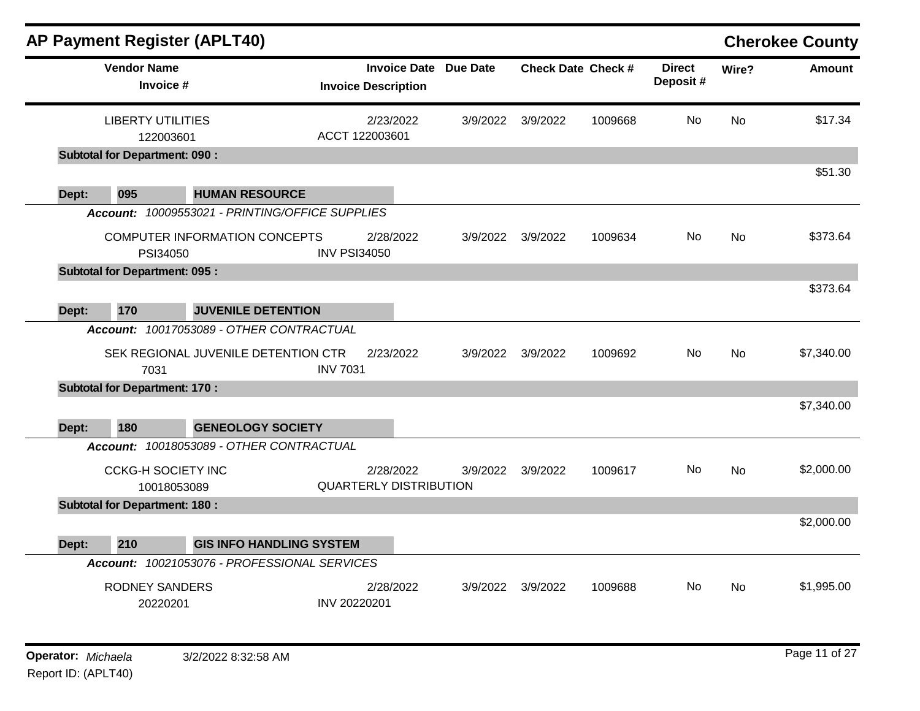## AP Payment Register (APLT40)

**Cherokee County**

| Vendor Name / Invoice # | Invoice Date / Invoice Description | Due Date | Check Date | Check # | Direct Deposit # | Wire? | Amount |
|---|---|---|---|---|---|---|---|
| LIBERTY UTILITIES<br>122003601 | 2/23/2022<br>ACCT 122003601 | 3/9/2022 | 3/9/2022 | 1009668 | No | No | $17.34 |
| **Subtotal for Department: 090 :** | | | | | | | $51.30 |
| **Dept: 095 HUMAN RESOURCE** | | | | | | | |
| ***Account:*** *10009553021 - PRINTING/OFFICE SUPPLIES* | | | | | | | |
| COMPUTER INFORMATION CONCEPTS<br>PSI34050 | 2/28/2022<br>INV PSI34050 | 3/9/2022 | 3/9/2022 | 1009634 | No | No | $373.64 |
| **Subtotal for Department: 095 :** | | | | | | | $373.64 |
| **Dept: 170 JUVENILE DETENTION** | | | | | | | |
| ***Account:*** *10017053089 - OTHER CONTRACTUAL* | | | | | | | |
| SEK REGIONAL JUVENILE DETENTION CTR<br>7031 | 2/23/2022<br>INV 7031 | 3/9/2022 | 3/9/2022 | 1009692 | No | No | $7,340.00 |
| **Subtotal for Department: 170 :** | | | | | | | $7,340.00 |
| **Dept: 180 GENEOLOGY SOCIETY** | | | | | | | |
| ***Account:*** *10018053089 - OTHER CONTRACTUAL* | | | | | | | |
| CCKG-H SOCIETY INC<br>10018053089 | 2/28/2022<br>QUARTERLY DISTRIBUTION | 3/9/2022 | 3/9/2022 | 1009617 | No | No | $2,000.00 |
| **Subtotal for Department: 180 :** | | | | | | | $2,000.00 |
| **Dept: 210 GIS INFO HANDLING SYSTEM** | | | | | | | |
| ***Account:*** *10021053076 - PROFESSIONAL SERVICES* | | | | | | | |
| RODNEY SANDERS<br>20220201 | 2/28/2022<br>INV 20220201 | 3/9/2022 | 3/9/2022 | 1009688 | No | No | $1,995.00 |

**Operator:** *Michaela* 3/2/2022 8:32:58 AM
Report ID: (APLT40)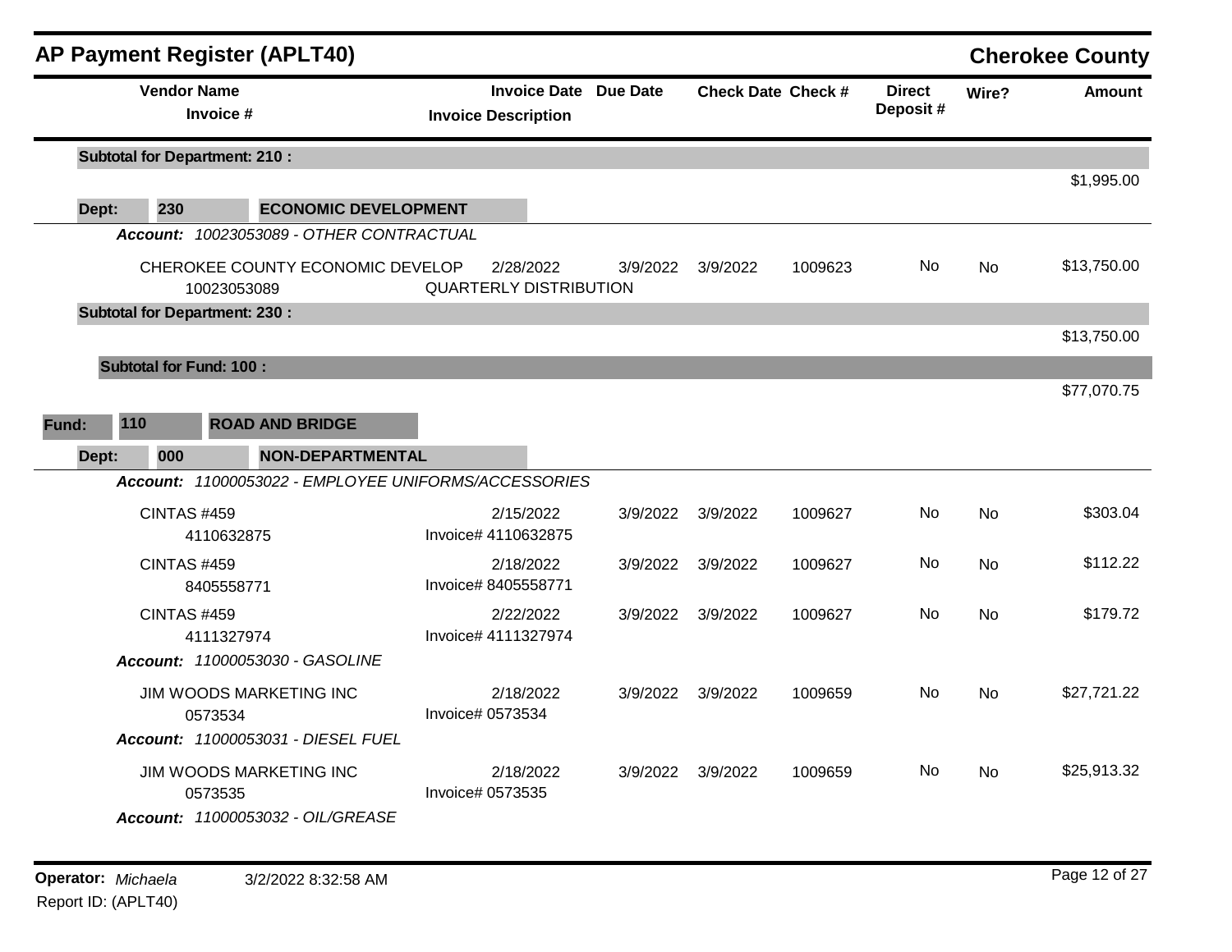## AP Payment Register (APLT40)

**Cherokee County**

| Vendor Name / Invoice # | Invoice Date / Invoice Description | Due Date | Check Date | Check # | Direct Deposit # | Wire? | Amount |
|---|---|---|---|---|---|---|---|
| **Subtotal for Department: 210 :** | | | | | | | $1,995.00 |
| **Dept: 230 ECONOMIC DEVELOPMENT** | | | | | | | |
| ***Account: 10023053089 - OTHER CONTRACTUAL*** | | | | | | | |
| CHEROKEE COUNTY ECONOMIC DEVELOP<br>10023053089 | 2/28/2022<br>QUARTERLY DISTRIBUTION | 3/9/2022 | 3/9/2022 | 1009623 | No | No | $13,750.00 |
| **Subtotal for Department: 230 :** | | | | | | | $13,750.00 |
| **Subtotal for Fund: 100 :** | | | | | | | $77,070.75 |
| **Fund: 110 ROAD AND BRIDGE** | | | | | | | |
| **Dept: 000 NON-DEPARTMENTAL** | | | | | | | |
| ***Account: 11000053022 - EMPLOYEE UNIFORMS/ACCESSORIES*** | | | | | | | |
| CINTAS #459<br>4110632875 | 2/15/2022<br>Invoice# 4110632875 | 3/9/2022 | 3/9/2022 | 1009627 | No | No | $303.04 |
| CINTAS #459<br>8405558771 | 2/18/2022<br>Invoice# 8405558771 | 3/9/2022 | 3/9/2022 | 1009627 | No | No | $112.22 |
| CINTAS #459<br>4111327974 | 2/22/2022<br>Invoice# 4111327974 | 3/9/2022 | 3/9/2022 | 1009627 | No | No | $179.72 |
| ***Account: 11000053030 - GASOLINE*** | | | | | | | |
| JIM WOODS MARKETING INC<br>0573534 | 2/18/2022<br>Invoice# 0573534 | 3/9/2022 | 3/9/2022 | 1009659 | No | No | $27,721.22 |
| ***Account: 11000053031 - DIESEL FUEL*** | | | | | | | |
| JIM WOODS MARKETING INC<br>0573535 | 2/18/2022<br>Invoice# 0573535 | 3/9/2022 | 3/9/2022 | 1009659 | No | No | $25,913.32 |
| ***Account: 11000053032 - OIL/GREASE*** | | | | | | | |

**Operator:** *Michaela* 3/2/2022 8:32:58 AM

Report ID: (APLT40)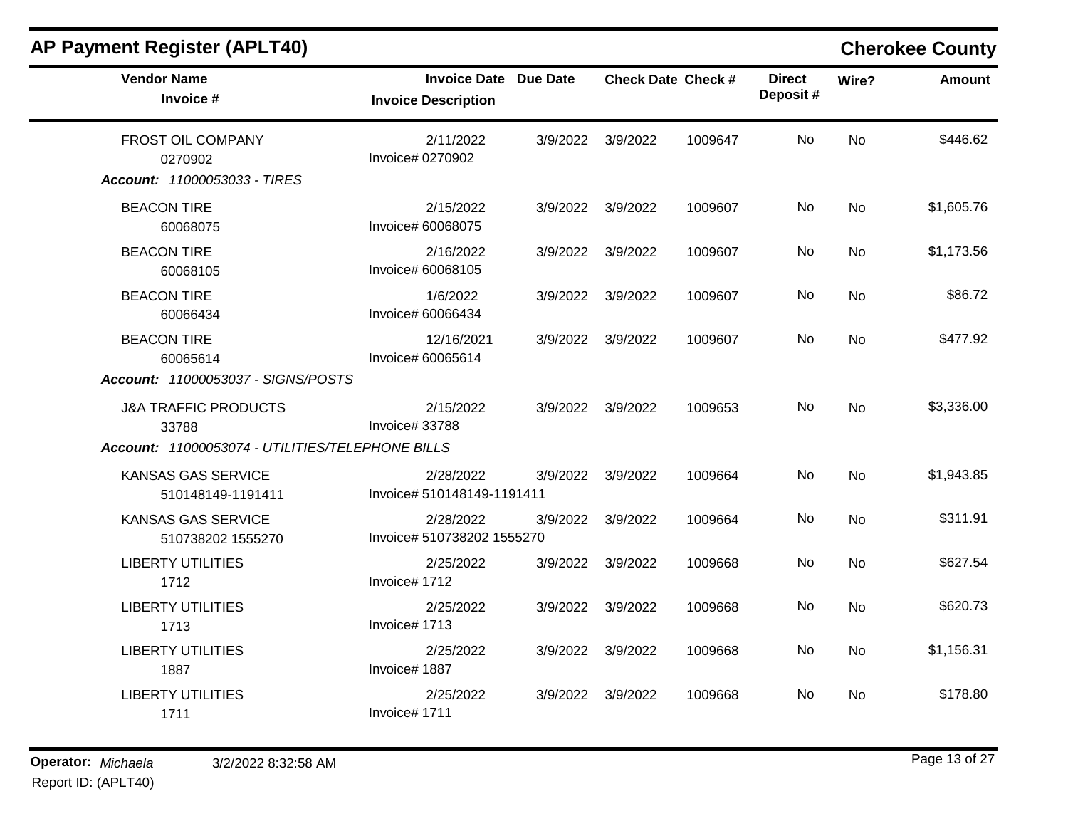## AP Payment Register (APLT40)

**Cherokee County**

| Vendor Name / Invoice # | Invoice Date / Invoice Description | Due Date | Check Date | Check # | Direct Deposit # | Wire? | Amount |
|---|---|---|---|---|---|---|---|
| FROST OIL COMPANY<br>0270902 | 2/11/2022<br>Invoice# 0270902 | 3/9/2022 | 3/9/2022 | 1009647 | No | No | $446.62 |
| ***Account:*** *11000053033 - TIRES* | | | | | | | |
| BEACON TIRE<br>60068075 | 2/15/2022<br>Invoice# 60068075 | 3/9/2022 | 3/9/2022 | 1009607 | No | No | $1,605.76 |
| BEACON TIRE<br>60068105 | 2/16/2022<br>Invoice# 60068105 | 3/9/2022 | 3/9/2022 | 1009607 | No | No | $1,173.56 |
| BEACON TIRE<br>60066434 | 1/6/2022<br>Invoice# 60066434 | 3/9/2022 | 3/9/2022 | 1009607 | No | No | $86.72 |
| BEACON TIRE<br>60065614 | 12/16/2021<br>Invoice# 60065614 | 3/9/2022 | 3/9/2022 | 1009607 | No | No | $477.92 |
| ***Account:*** *11000053037 - SIGNS/POSTS* | | | | | | | |
| J&A TRAFFIC PRODUCTS<br>33788 | 2/15/2022<br>Invoice# 33788 | 3/9/2022 | 3/9/2022 | 1009653 | No | No | $3,336.00 |
| ***Account:*** *11000053074 - UTILITIES/TELEPHONE BILLS* | | | | | | | |
| KANSAS GAS SERVICE<br>510148149-1191411 | 2/28/2022<br>Invoice# 510148149-1191411 | 3/9/2022 | 3/9/2022 | 1009664 | No | No | $1,943.85 |
| KANSAS GAS SERVICE<br>510738202 1555270 | 2/28/2022<br>Invoice# 510738202 1555270 | 3/9/2022 | 3/9/2022 | 1009664 | No | No | $311.91 |
| LIBERTY UTILITIES<br>1712 | 2/25/2022<br>Invoice# 1712 | 3/9/2022 | 3/9/2022 | 1009668 | No | No | $627.54 |
| LIBERTY UTILITIES<br>1713 | 2/25/2022<br>Invoice# 1713 | 3/9/2022 | 3/9/2022 | 1009668 | No | No | $620.73 |
| LIBERTY UTILITIES<br>1887 | 2/25/2022<br>Invoice# 1887 | 3/9/2022 | 3/9/2022 | 1009668 | No | No | $1,156.31 |
| LIBERTY UTILITIES<br>1711 | 2/25/2022<br>Invoice# 1711 | 3/9/2022 | 3/9/2022 | 1009668 | No | No | $178.80 |

**Operator:** *Michaela* 3/2/2022 8:32:58 AM

Report ID: (APLT40)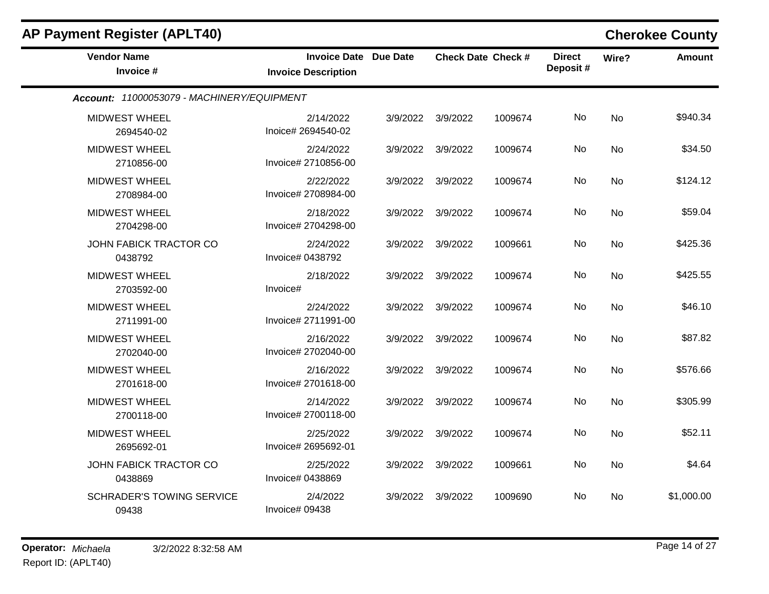## AP Payment Register (APLT40)

## Cherokee County

| Vendor Name / Invoice # | Invoice Date / Invoice Description | Due Date | Check Date | Check # | Direct Deposit # | Wire? | Amount |
|---|---|---|---|---|---|---|---|
| ***Account:* 11000053079 - MACHINERY/EQUIPMENT** | | | | | | | |
| MIDWEST WHEEL<br>2694540-02 | 2/14/2022<br>Inoice# 2694540-02 | 3/9/2022 | 3/9/2022 | 1009674 | No | No | $940.34 |
| MIDWEST WHEEL<br>2710856-00 | 2/24/2022<br>Invoice# 2710856-00 | 3/9/2022 | 3/9/2022 | 1009674 | No | No | $34.50 |
| MIDWEST WHEEL<br>2708984-00 | 2/22/2022<br>Invoice# 2708984-00 | 3/9/2022 | 3/9/2022 | 1009674 | No | No | $124.12 |
| MIDWEST WHEEL<br>2704298-00 | 2/18/2022<br>Invoice# 2704298-00 | 3/9/2022 | 3/9/2022 | 1009674 | No | No | $59.04 |
| JOHN FABICK TRACTOR CO<br>0438792 | 2/24/2022<br>Invoice# 0438792 | 3/9/2022 | 3/9/2022 | 1009661 | No | No | $425.36 |
| MIDWEST WHEEL<br>2703592-00 | 2/18/2022<br>Invoice# | 3/9/2022 | 3/9/2022 | 1009674 | No | No | $425.55 |
| MIDWEST WHEEL<br>2711991-00 | 2/24/2022<br>Invoice# 2711991-00 | 3/9/2022 | 3/9/2022 | 1009674 | No | No | $46.10 |
| MIDWEST WHEEL<br>2702040-00 | 2/16/2022<br>Invoice# 2702040-00 | 3/9/2022 | 3/9/2022 | 1009674 | No | No | $87.82 |
| MIDWEST WHEEL<br>2701618-00 | 2/16/2022<br>Invoice# 2701618-00 | 3/9/2022 | 3/9/2022 | 1009674 | No | No | $576.66 |
| MIDWEST WHEEL<br>2700118-00 | 2/14/2022<br>Invoice# 2700118-00 | 3/9/2022 | 3/9/2022 | 1009674 | No | No | $305.99 |
| MIDWEST WHEEL<br>2695692-01 | 2/25/2022<br>Invoice# 2695692-01 | 3/9/2022 | 3/9/2022 | 1009674 | No | No | $52.11 |
| JOHN FABICK TRACTOR CO<br>0438869 | 2/25/2022<br>Invoice# 0438869 | 3/9/2022 | 3/9/2022 | 1009661 | No | No | $4.64 |
| SCHRADER'S TOWING SERVICE<br>09438 | 2/4/2022<br>Invoice# 09438 | 3/9/2022 | 3/9/2022 | 1009690 | No | No | $1,000.00 |

**Operator:** *Michaela* 3/2/2022 8:32:58 AM
Report ID: (APLT40)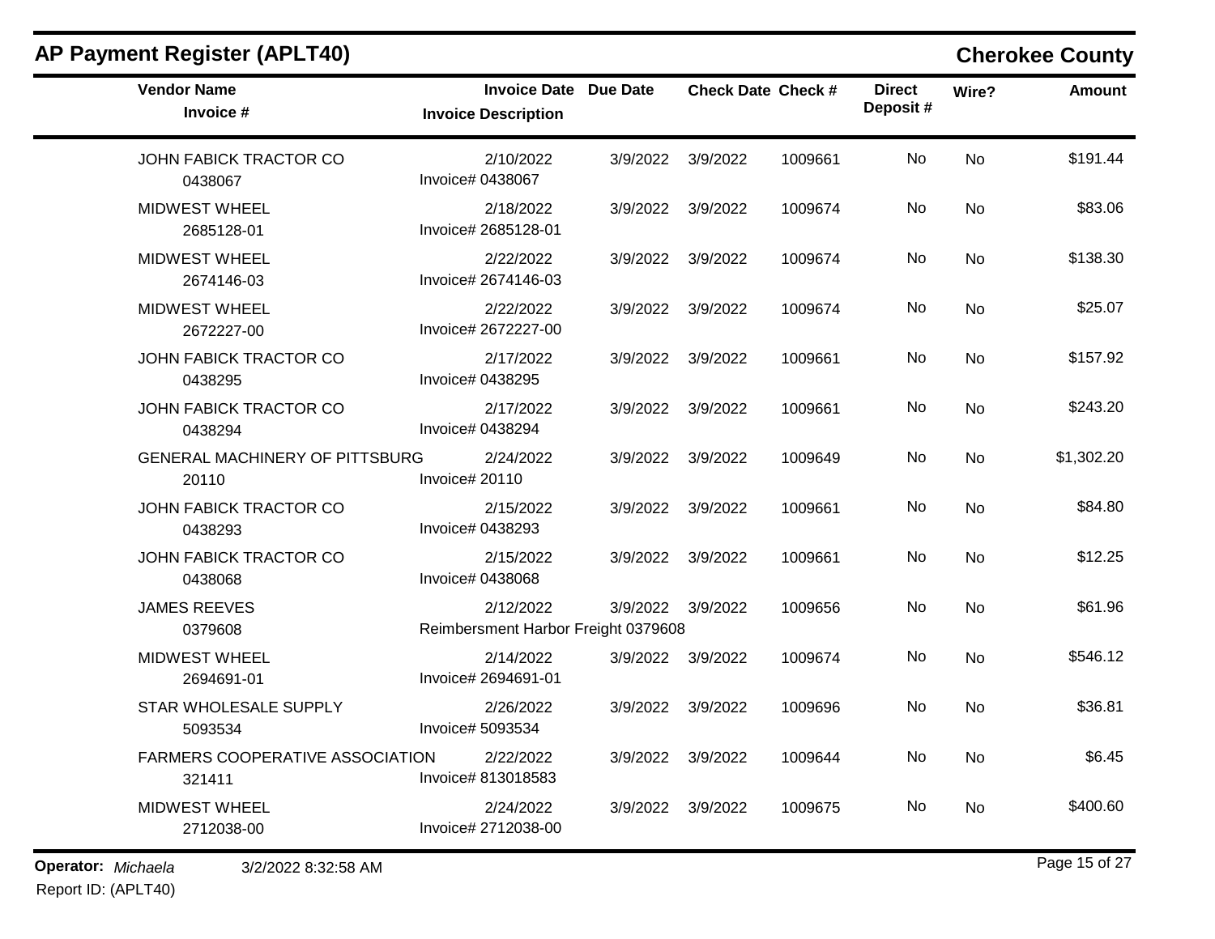# AP Payment Register (APLT40)

## Cherokee County

| Vendor Name / Invoice # | Invoice Date / Invoice Description | Due Date | Check Date | Check # | Direct Deposit # | Wire? | Amount |
|---|---|---|---|---|---|---|---|
| JOHN FABICK TRACTOR CO<br>0438067 | 2/10/2022<br>Invoice# 0438067 | 3/9/2022 | 3/9/2022 | 1009661 | No | No | $191.44 |
| MIDWEST WHEEL<br>2685128-01 | 2/18/2022<br>Invoice# 2685128-01 | 3/9/2022 | 3/9/2022 | 1009674 | No | No | $83.06 |
| MIDWEST WHEEL<br>2674146-03 | 2/22/2022<br>Invoice# 2674146-03 | 3/9/2022 | 3/9/2022 | 1009674 | No | No | $138.30 |
| MIDWEST WHEEL<br>2672227-00 | 2/22/2022<br>Invoice# 2672227-00 | 3/9/2022 | 3/9/2022 | 1009674 | No | No | $25.07 |
| JOHN FABICK TRACTOR CO<br>0438295 | 2/17/2022<br>Invoice# 0438295 | 3/9/2022 | 3/9/2022 | 1009661 | No | No | $157.92 |
| JOHN FABICK TRACTOR CO<br>0438294 | 2/17/2022<br>Invoice# 0438294 | 3/9/2022 | 3/9/2022 | 1009661 | No | No | $243.20 |
| GENERAL MACHINERY OF PITTSBURG<br>20110 | 2/24/2022<br>Invoice# 20110 | 3/9/2022 | 3/9/2022 | 1009649 | No | No | $1,302.20 |
| JOHN FABICK TRACTOR CO<br>0438293 | 2/15/2022<br>Invoice# 0438293 | 3/9/2022 | 3/9/2022 | 1009661 | No | No | $84.80 |
| JOHN FABICK TRACTOR CO<br>0438068 | 2/15/2022<br>Invoice# 0438068 | 3/9/2022 | 3/9/2022 | 1009661 | No | No | $12.25 |
| JAMES REEVES<br>0379608 | 2/12/2022<br>Reimbersment Harbor Freight 0379608 | 3/9/2022 | 3/9/2022 | 1009656 | No | No | $61.96 |
| MIDWEST WHEEL<br>2694691-01 | 2/14/2022<br>Invoice# 2694691-01 | 3/9/2022 | 3/9/2022 | 1009674 | No | No | $546.12 |
| STAR WHOLESALE SUPPLY<br>5093534 | 2/26/2022<br>Invoice# 5093534 | 3/9/2022 | 3/9/2022 | 1009696 | No | No | $36.81 |
| FARMERS COOPERATIVE ASSOCIATION<br>321411 | 2/22/2022<br>Invoice# 813018583 | 3/9/2022 | 3/9/2022 | 1009644 | No | No | $6.45 |
| MIDWEST WHEEL<br>2712038-00 | 2/24/2022<br>Invoice# 2712038-00 | 3/9/2022 | 3/9/2022 | 1009675 | No | No | $400.60 |

**Operator:** *Michaela* 3/2/2022 8:32:58 AM

Report ID: (APLT40)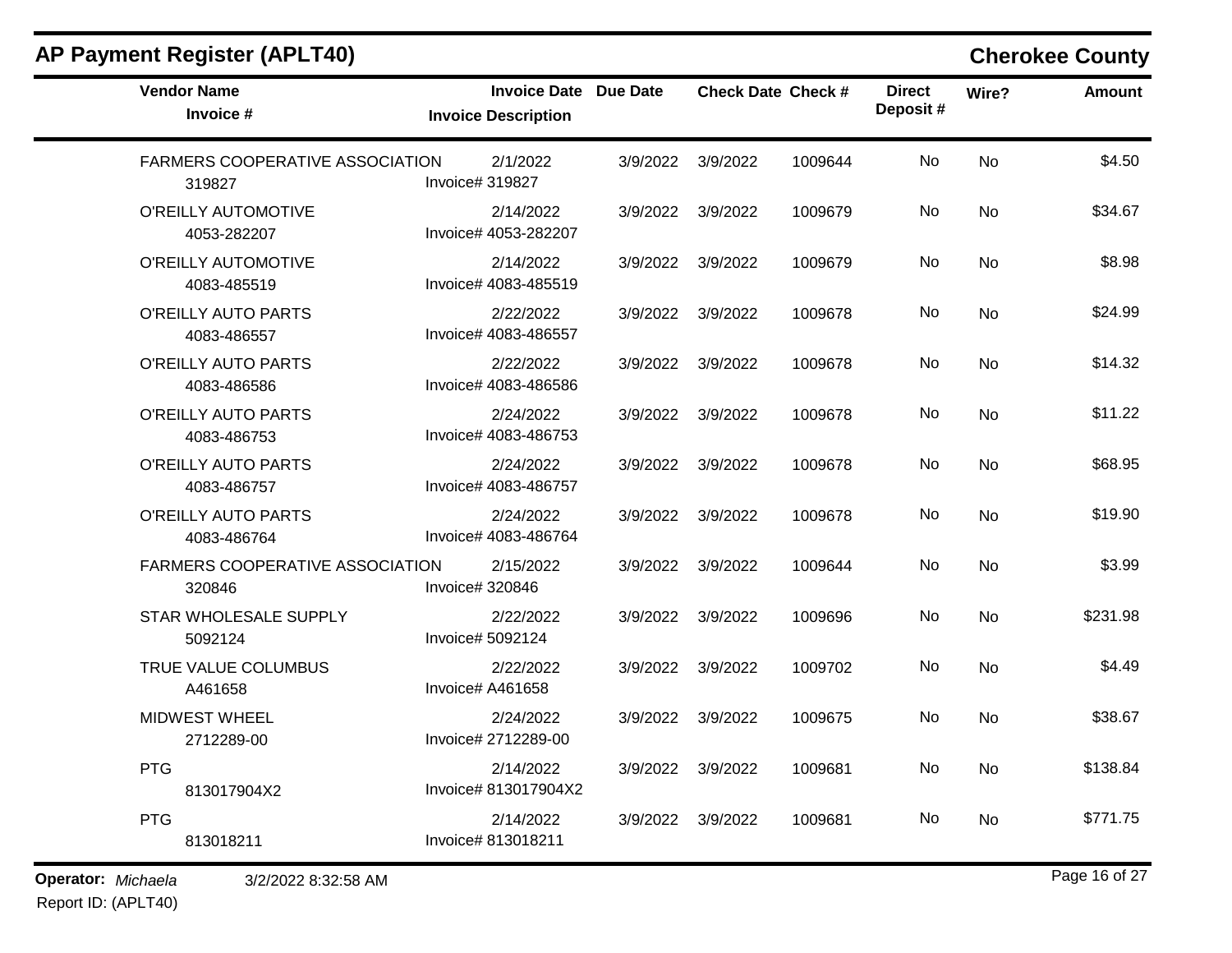## AP Payment Register (APLT40)

## Cherokee County

| Vendor Name / Invoice # | Invoice Date / Invoice Description | Due Date | Check Date | Check # | Direct Deposit # | Wire? | Amount |
|---|---|---|---|---|---|---|---|
| FARMERS COOPERATIVE ASSOCIATION<br>319827 | 2/1/2022<br>Invoice# 319827 | 3/9/2022 | 3/9/2022 | 1009644 | No | No | $4.50 |
| O'REILLY AUTOMOTIVE<br>4053-282207 | 2/14/2022<br>Invoice# 4053-282207 | 3/9/2022 | 3/9/2022 | 1009679 | No | No | $34.67 |
| O'REILLY AUTOMOTIVE<br>4083-485519 | 2/14/2022<br>Invoice# 4083-485519 | 3/9/2022 | 3/9/2022 | 1009679 | No | No | $8.98 |
| O'REILLY AUTO PARTS<br>4083-486557 | 2/22/2022<br>Invoice# 4083-486557 | 3/9/2022 | 3/9/2022 | 1009678 | No | No | $24.99 |
| O'REILLY AUTO PARTS<br>4083-486586 | 2/22/2022<br>Invoice# 4083-486586 | 3/9/2022 | 3/9/2022 | 1009678 | No | No | $14.32 |
| O'REILLY AUTO PARTS<br>4083-486753 | 2/24/2022<br>Invoice# 4083-486753 | 3/9/2022 | 3/9/2022 | 1009678 | No | No | $11.22 |
| O'REILLY AUTO PARTS<br>4083-486757 | 2/24/2022<br>Invoice# 4083-486757 | 3/9/2022 | 3/9/2022 | 1009678 | No | No | $68.95 |
| O'REILLY AUTO PARTS<br>4083-486764 | 2/24/2022<br>Invoice# 4083-486764 | 3/9/2022 | 3/9/2022 | 1009678 | No | No | $19.90 |
| FARMERS COOPERATIVE ASSOCIATION<br>320846 | 2/15/2022<br>Invoice# 320846 | 3/9/2022 | 3/9/2022 | 1009644 | No | No | $3.99 |
| STAR WHOLESALE SUPPLY<br>5092124 | 2/22/2022<br>Invoice# 5092124 | 3/9/2022 | 3/9/2022 | 1009696 | No | No | $231.98 |
| TRUE VALUE COLUMBUS<br>A461658 | 2/22/2022<br>Invoice# A461658 | 3/9/2022 | 3/9/2022 | 1009702 | No | No | $4.49 |
| MIDWEST WHEEL<br>2712289-00 | 2/24/2022<br>Invoice# 2712289-00 | 3/9/2022 | 3/9/2022 | 1009675 | No | No | $38.67 |
| PTG<br>813017904X2 | 2/14/2022<br>Invoice# 813017904X2 | 3/9/2022 | 3/9/2022 | 1009681 | No | No | $138.84 |
| PTG<br>813018211 | 2/14/2022<br>Invoice# 813018211 | 3/9/2022 | 3/9/2022 | 1009681 | No | No | $771.75 |

**Operator:** *Michaela* 3/2/2022 8:32:58 AM

Report ID: (APLT40)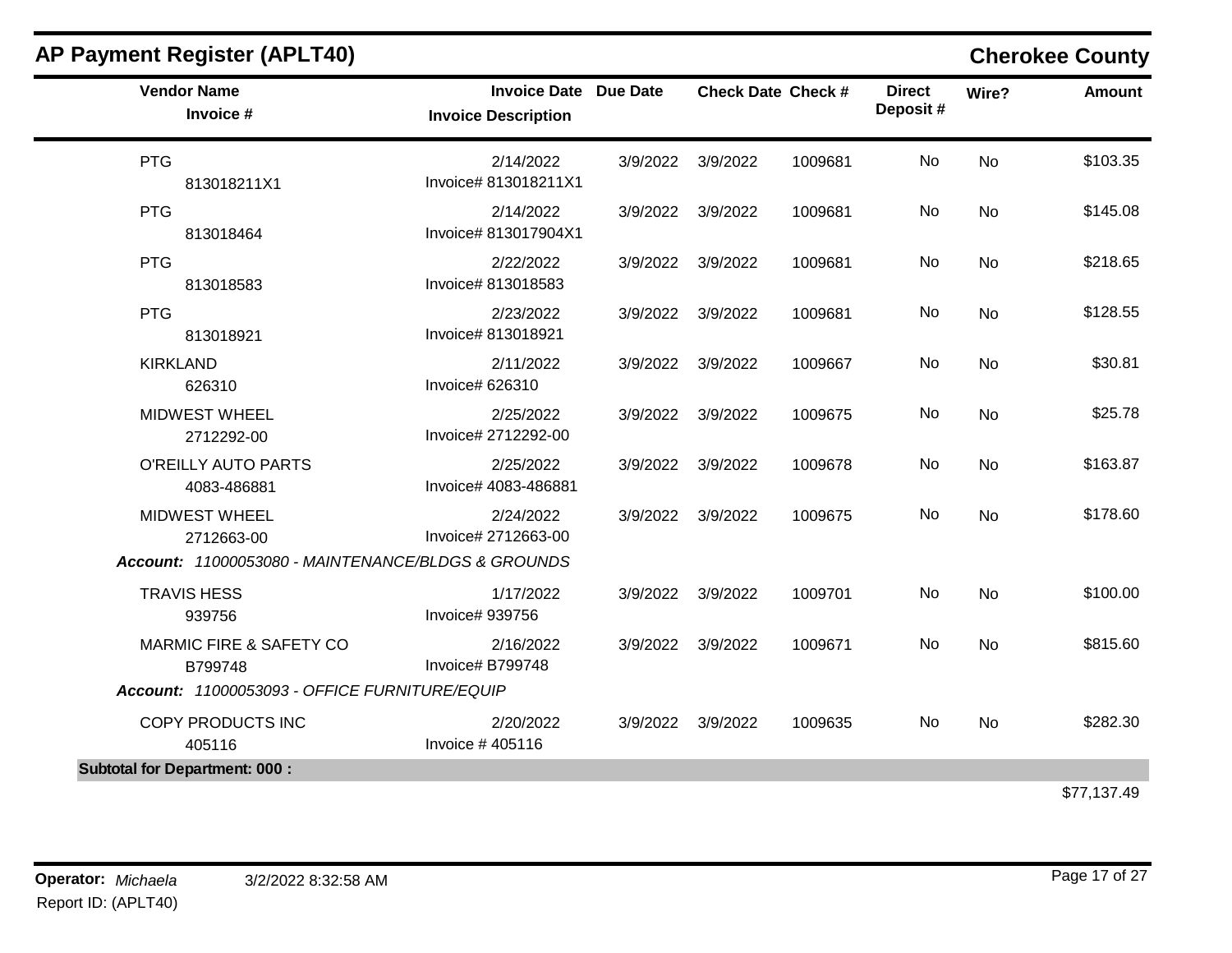## AP Payment Register (APLT40)

**Cherokee County**

| Vendor Name / Invoice # | Invoice Date / Invoice Description | Due Date | Check Date | Check # | Direct Deposit # | Wire? | Amount |
|---|---|---|---|---|---|---|---|
| PTG<br>813018211X1 | 2/14/2022<br>Invoice# 813018211X1 | 3/9/2022 | 3/9/2022 | 1009681 | No | No | $103.35 |
| PTG<br>813018464 | 2/14/2022<br>Invoice# 813017904X1 | 3/9/2022 | 3/9/2022 | 1009681 | No | No | $145.08 |
| PTG<br>813018583 | 2/22/2022<br>Invoice# 813018583 | 3/9/2022 | 3/9/2022 | 1009681 | No | No | $218.65 |
| PTG<br>813018921 | 2/23/2022<br>Invoice# 813018921 | 3/9/2022 | 3/9/2022 | 1009681 | No | No | $128.55 |
| KIRKLAND<br>626310 | 2/11/2022<br>Invoice# 626310 | 3/9/2022 | 3/9/2022 | 1009667 | No | No | $30.81 |
| MIDWEST WHEEL<br>2712292-00 | 2/25/2022<br>Invoice# 2712292-00 | 3/9/2022 | 3/9/2022 | 1009675 | No | No | $25.78 |
| O'REILLY AUTO PARTS<br>4083-486881 | 2/25/2022<br>Invoice# 4083-486881 | 3/9/2022 | 3/9/2022 | 1009678 | No | No | $163.87 |
| MIDWEST WHEEL<br>2712663-00 | 2/24/2022<br>Invoice# 2712663-00 | 3/9/2022 | 3/9/2022 | 1009675 | No | No | $178.60 |
| ***Account:*** *11000053080 - MAINTENANCE/BLDGS & GROUNDS* | | | | | | | |
| TRAVIS HESS<br>939756 | 1/17/2022<br>Invoice# 939756 | 3/9/2022 | 3/9/2022 | 1009701 | No | No | $100.00 |
| MARMIC FIRE & SAFETY CO<br>B799748 | 2/16/2022<br>Invoice# B799748 | 3/9/2022 | 3/9/2022 | 1009671 | No | No | $815.60 |
| ***Account:*** *11000053093 - OFFICE FURNITURE/EQUIP* | | | | | | | |
| COPY PRODUCTS INC<br>405116 | 2/20/2022<br>Invoice # 405116 | 3/9/2022 | 3/9/2022 | 1009635 | No | No | $282.30 |
| **Subtotal for Department: 000 :** | | | | | | | $77,137.49 |

**Operator:** *Michaela* 3/2/2022 8:32:58 AM

Report ID: (APLT40)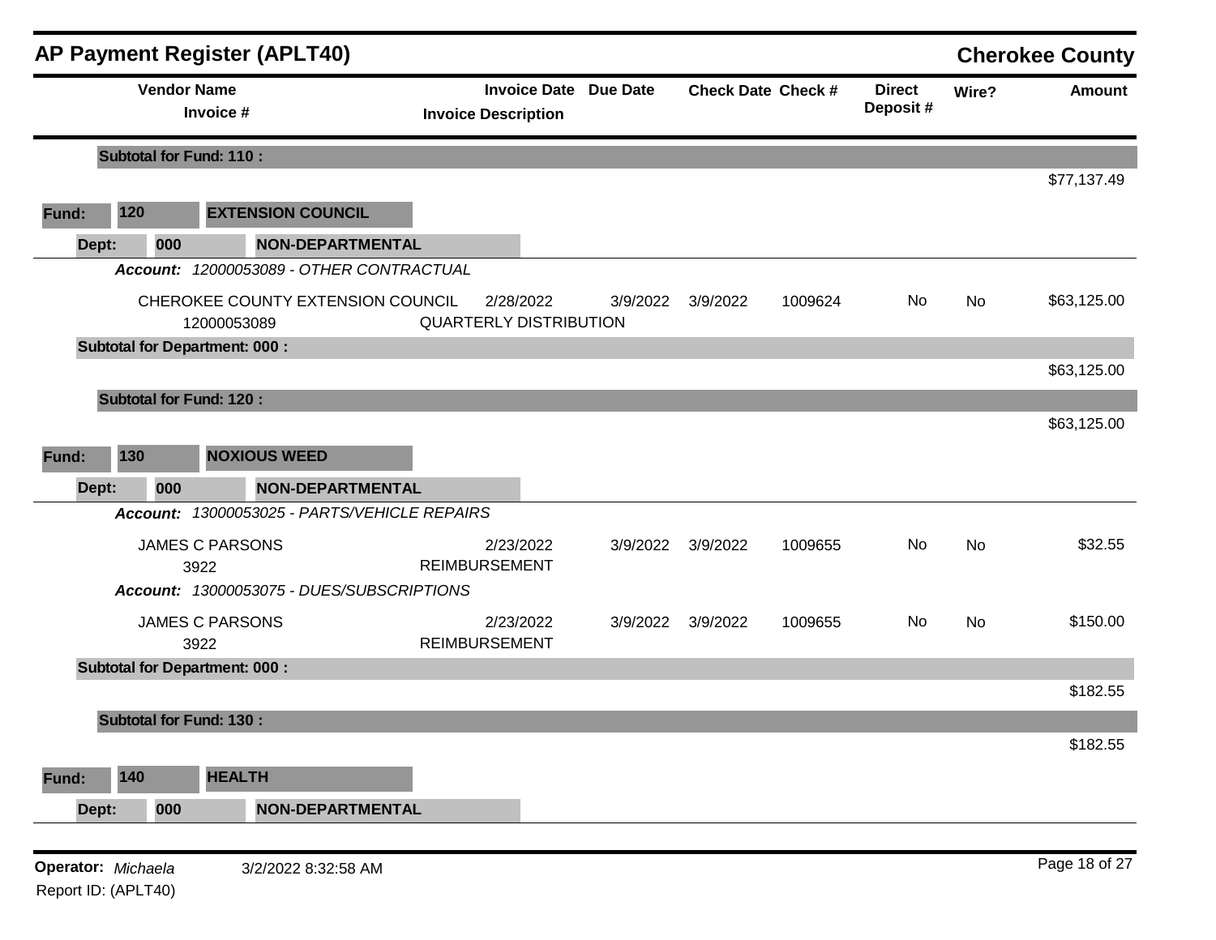## AP Payment Register (APLT40)

**Cherokee County**

| Vendor Name / Invoice # | Invoice Date / Invoice Description | Due Date | Check Date | Check # | Direct Deposit # | Wire? | Amount |
|---|---|---|---|---|---|---|---|
| **Subtotal for Fund: 110 :** | | | | | | | $77,137.49 |
| **Fund: 120 EXTENSION COUNCIL** | | | | | | | |
| **Dept: 000 NON-DEPARTMENTAL** | | | | | | | |
| ***Account:*** *12000053089 - OTHER CONTRACTUAL* | | | | | | | |
| CHEROKEE COUNTY EXTENSION COUNCIL 12000053089 | 2/28/2022 QUARTERLY DISTRIBUTION | 3/9/2022 | 3/9/2022 | 1009624 | No | No | $63,125.00 |
| **Subtotal for Department: 000 :** | | | | | | | $63,125.00 |
| **Subtotal for Fund: 120 :** | | | | | | | $63,125.00 |
| **Fund: 130 NOXIOUS WEED** | | | | | | | |
| **Dept: 000 NON-DEPARTMENTAL** | | | | | | | |
| ***Account:*** *13000053025 - PARTS/VEHICLE REPAIRS* | | | | | | | |
| JAMES C PARSONS 3922 | 2/23/2022 REIMBURSEMENT | 3/9/2022 | 3/9/2022 | 1009655 | No | No | $32.55 |
| ***Account:*** *13000053075 - DUES/SUBSCRIPTIONS* | | | | | | | |
| JAMES C PARSONS 3922 | 2/23/2022 REIMBURSEMENT | 3/9/2022 | 3/9/2022 | 1009655 | No | No | $150.00 |
| **Subtotal for Department: 000 :** | | | | | | | $182.55 |
| **Subtotal for Fund: 130 :** | | | | | | | $182.55 |
| **Fund: 140 HEALTH** | | | | | | | |
| **Dept: 000 NON-DEPARTMENTAL** | | | | | | | |

**Operator:** *Michaela* 3/2/2022 8:32:58 AM

Report ID: (APLT40)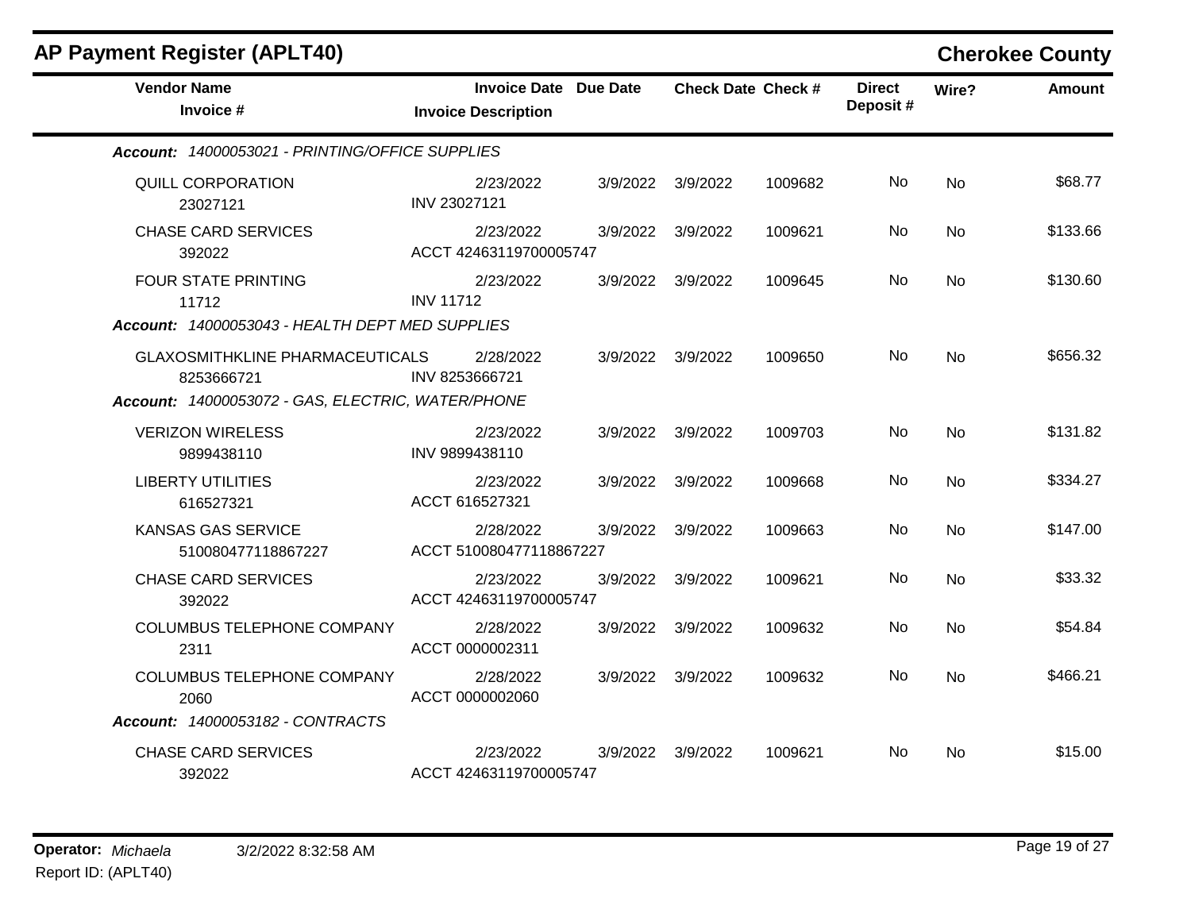## AP Payment Register (APLT40)

**Cherokee County**

| Vendor Name / Invoice # | Invoice Date / Invoice Description | Due Date | Check Date | Check # | Direct Deposit # | Wire? | Amount |
|---|---|---|---|---|---|---|---|
| ***Account:* 14000053021 - PRINTING/OFFICE SUPPLIES** | | | | | | | |
| QUILL CORPORATION<br>23027121 | 2/23/2022<br>INV 23027121 | 3/9/2022 | 3/9/2022 | 1009682 | No | No | $68.77 |
| CHASE CARD SERVICES<br>392022 | 2/23/2022<br>ACCT 42463119700005747 | 3/9/2022 | 3/9/2022 | 1009621 | No | No | $133.66 |
| FOUR STATE PRINTING<br>11712 | 2/23/2022<br>INV 11712 | 3/9/2022 | 3/9/2022 | 1009645 | No | No | $130.60 |
| ***Account:* 14000053043 - HEALTH DEPT MED SUPPLIES** | | | | | | | |
| GLAXOSMITHKLINE PHARMACEUTICALS<br>8253666721 | 2/28/2022<br>INV 8253666721 | 3/9/2022 | 3/9/2022 | 1009650 | No | No | $656.32 |
| ***Account:* 14000053072 - GAS, ELECTRIC, WATER/PHONE** | | | | | | | |
| VERIZON WIRELESS<br>9899438110 | 2/23/2022<br>INV 9899438110 | 3/9/2022 | 3/9/2022 | 1009703 | No | No | $131.82 |
| LIBERTY UTILITIES<br>616527321 | 2/23/2022<br>ACCT 616527321 | 3/9/2022 | 3/9/2022 | 1009668 | No | No | $334.27 |
| KANSAS GAS SERVICE<br>510080477118867227 | 2/28/2022<br>ACCT 510080477118867227 | 3/9/2022 | 3/9/2022 | 1009663 | No | No | $147.00 |
| CHASE CARD SERVICES<br>392022 | 2/23/2022<br>ACCT 42463119700005747 | 3/9/2022 | 3/9/2022 | 1009621 | No | No | $33.32 |
| COLUMBUS TELEPHONE COMPANY<br>2311 | 2/28/2022<br>ACCT 0000002311 | 3/9/2022 | 3/9/2022 | 1009632 | No | No | $54.84 |
| COLUMBUS TELEPHONE COMPANY<br>2060 | 2/28/2022<br>ACCT 0000002060 | 3/9/2022 | 3/9/2022 | 1009632 | No | No | $466.21 |
| ***Account:* 14000053182 - CONTRACTS** | | | | | | | |
| CHASE CARD SERVICES<br>392022 | 2/23/2022<br>ACCT 42463119700005747 | 3/9/2022 | 3/9/2022 | 1009621 | No | No | $15.00 |

**Operator:** *Michaela* 3/2/2022 8:32:58 AM

Report ID: (APLT40)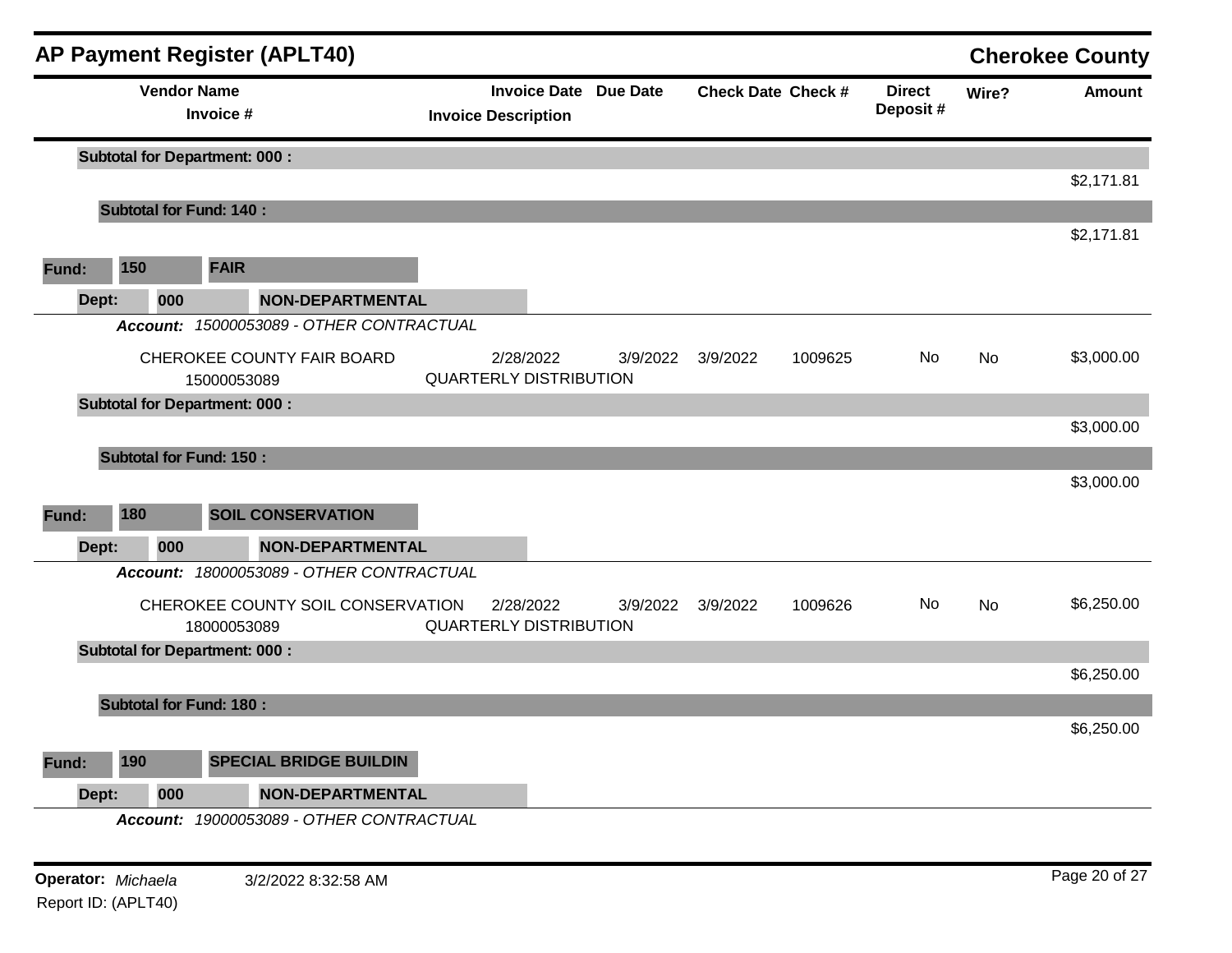## AP Payment Register (APLT40)

**Cherokee County**

| Vendor Name / Invoice # | Invoice Date / Invoice Description | Due Date | Check Date | Check # | Direct Deposit # | Wire? | Amount |
|---|---|---|---|---|---|---|---|
| **Subtotal for Department: 000 :** | | | | | | | $2,171.81 |
| **Subtotal for Fund: 140 :** | | | | | | | $2,171.81 |
| **Fund: 150 FAIR** | | | | | | | |
| **Dept: 000 NON-DEPARTMENTAL** | | | | | | | |
| ***Account:*** *15000053089 - OTHER CONTRACTUAL* | | | | | | | |
| CHEROKEE COUNTY FAIR BOARD<br>15000053089 | 2/28/2022<br>QUARTERLY DISTRIBUTION | 3/9/2022 | 3/9/2022 | 1009625 | No | No | $3,000.00 |
| **Subtotal for Department: 000 :** | | | | | | | $3,000.00 |
| **Subtotal for Fund: 150 :** | | | | | | | $3,000.00 |
| **Fund: 180 SOIL CONSERVATION** | | | | | | | |
| **Dept: 000 NON-DEPARTMENTAL** | | | | | | | |
| ***Account:*** *18000053089 - OTHER CONTRACTUAL* | | | | | | | |
| CHEROKEE COUNTY SOIL CONSERVATION<br>18000053089 | 2/28/2022<br>QUARTERLY DISTRIBUTION | 3/9/2022 | 3/9/2022 | 1009626 | No | No | $6,250.00 |
| **Subtotal for Department: 000 :** | | | | | | | $6,250.00 |
| **Subtotal for Fund: 180 :** | | | | | | | $6,250.00 |
| **Fund: 190 SPECIAL BRIDGE BUILDIN** | | | | | | | |
| **Dept: 000 NON-DEPARTMENTAL** | | | | | | | |
| ***Account:*** *19000053089 - OTHER CONTRACTUAL* | | | | | | | |

**Operator:** *Michaela* 3/2/2022 8:32:58 AM

Report ID: (APLT40)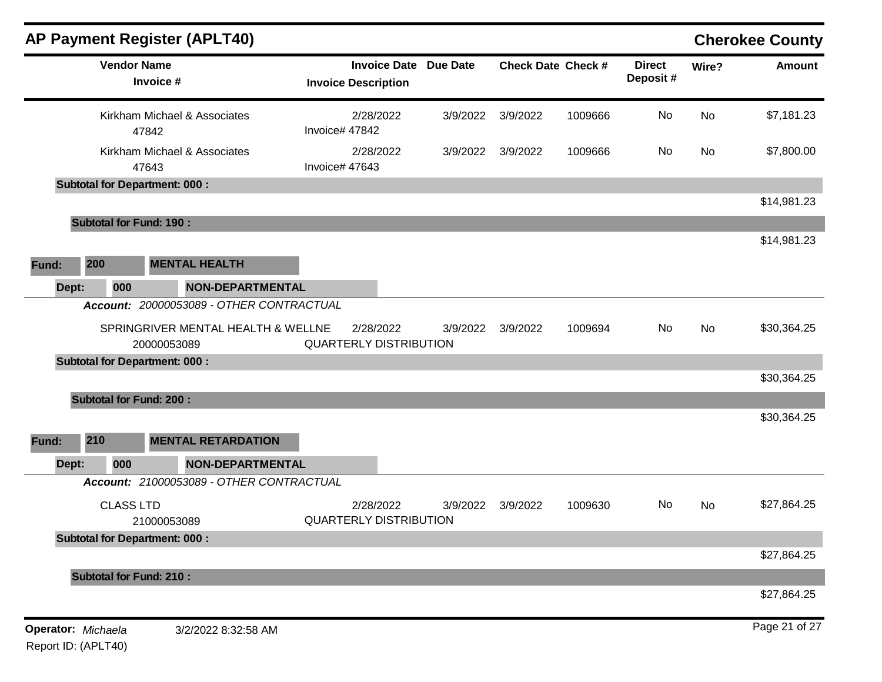## AP Payment Register (APLT40)

**Cherokee County**

| Vendor Name / Invoice # | Invoice Date / Invoice Description | Due Date | Check Date | Check # | Direct Deposit # | Wire? | Amount |
|---|---|---|---|---|---|---|---|
| Kirkham Michael & Associates<br>47842 | 2/28/2022<br>Invoice# 47842 | 3/9/2022 | 3/9/2022 | 1009666 | No | No | $7,181.23 |
| Kirkham Michael & Associates<br>47643 | 2/28/2022<br>Invoice# 47643 | 3/9/2022 | 3/9/2022 | 1009666 | No | No | $7,800.00 |
| **Subtotal for Department: 000 :** | | | | | | | $14,981.23 |
| **Subtotal for Fund: 190 :** | | | | | | | $14,981.23 |

**Fund: 200 MENTAL HEALTH**

**Dept: 000 NON-DEPARTMENTAL**

***Account:*** *20000053089 - OTHER CONTRACTUAL*

| Vendor Name / Invoice # | Invoice Date / Invoice Description | Due Date | Check Date | Check # | Direct Deposit # | Wire? | Amount |
|---|---|---|---|---|---|---|---|
| SPRINGRIVER MENTAL HEALTH & WELLNE<br>20000053089 | 2/28/2022<br>QUARTERLY DISTRIBUTION | 3/9/2022 | 3/9/2022 | 1009694 | No | No | $30,364.25 |
| **Subtotal for Department: 000 :** | | | | | | | $30,364.25 |
| **Subtotal for Fund: 200 :** | | | | | | | $30,364.25 |

**Fund: 210 MENTAL RETARDATION**

**Dept: 000 NON-DEPARTMENTAL**

***Account:*** *21000053089 - OTHER CONTRACTUAL*

| Vendor Name / Invoice # | Invoice Date / Invoice Description | Due Date | Check Date | Check # | Direct Deposit # | Wire? | Amount |
|---|---|---|---|---|---|---|---|
| CLASS LTD<br>21000053089 | 2/28/2022<br>QUARTERLY DISTRIBUTION | 3/9/2022 | 3/9/2022 | 1009630 | No | No | $27,864.25 |
| **Subtotal for Department: 000 :** | | | | | | | $27,864.25 |
| **Subtotal for Fund: 210 :** | | | | | | | $27,864.25 |

**Operator:** *Michaela* 3/2/2022 8:32:58 AM

Report ID: (APLT40)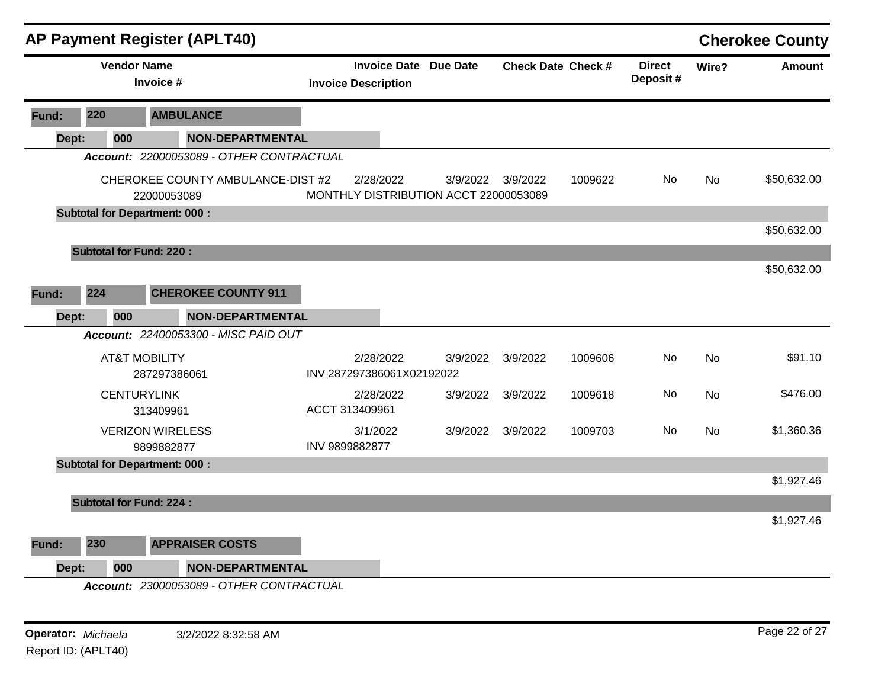## AP Payment Register (APLT40)

**Cherokee County**

| Vendor Name / Invoice # | Invoice Date / Invoice Description | Due Date | Check Date | Check # | Direct Deposit # | Wire? | Amount |
|---|---|---|---|---|---|---|---|
| **Fund: 220 AMBULANCE** | | | | | | | |
| **Dept: 000 NON-DEPARTMENTAL** | | | | | | | |
| ***Account: 22000053089 - OTHER CONTRACTUAL*** | | | | | | | |
| CHEROKEE COUNTY AMBULANCE-DIST #2<br>22000053089 | 2/28/2022<br>MONTHLY DISTRIBUTION ACCT 22000053089 | 3/9/2022 | 3/9/2022 | 1009622 | No | No | $50,632.00 |
| **Subtotal for Department: 000 :** | | | | | | | $50,632.00 |
| **Subtotal for Fund: 220 :** | | | | | | | $50,632.00 |
| **Fund: 224 CHEROKEE COUNTY 911** | | | | | | | |
| **Dept: 000 NON-DEPARTMENTAL** | | | | | | | |
| ***Account: 22400053300 - MISC PAID OUT*** | | | | | | | |
| AT&T MOBILITY<br>287297386061 | 2/28/2022<br>INV 287297386061X02192022 | 3/9/2022 | 3/9/2022 | 1009606 | No | No | $91.10 |
| CENTURYLINK<br>313409961 | 2/28/2022<br>ACCT 313409961 | 3/9/2022 | 3/9/2022 | 1009618 | No | No | $476.00 |
| VERIZON WIRELESS<br>9899882877 | 3/1/2022<br>INV 9899882877 | 3/9/2022 | 3/9/2022 | 1009703 | No | No | $1,360.36 |
| **Subtotal for Department: 000 :** | | | | | | | $1,927.46 |
| **Subtotal for Fund: 224 :** | | | | | | | $1,927.46 |
| **Fund: 230 APPRAISER COSTS** | | | | | | | |
| **Dept: 000 NON-DEPARTMENTAL** | | | | | | | |
| ***Account: 23000053089 - OTHER CONTRACTUAL*** | | | | | | | |

**Operator:** *Michaela* 3/2/2022 8:32:58 AM

Report ID: (APLT40)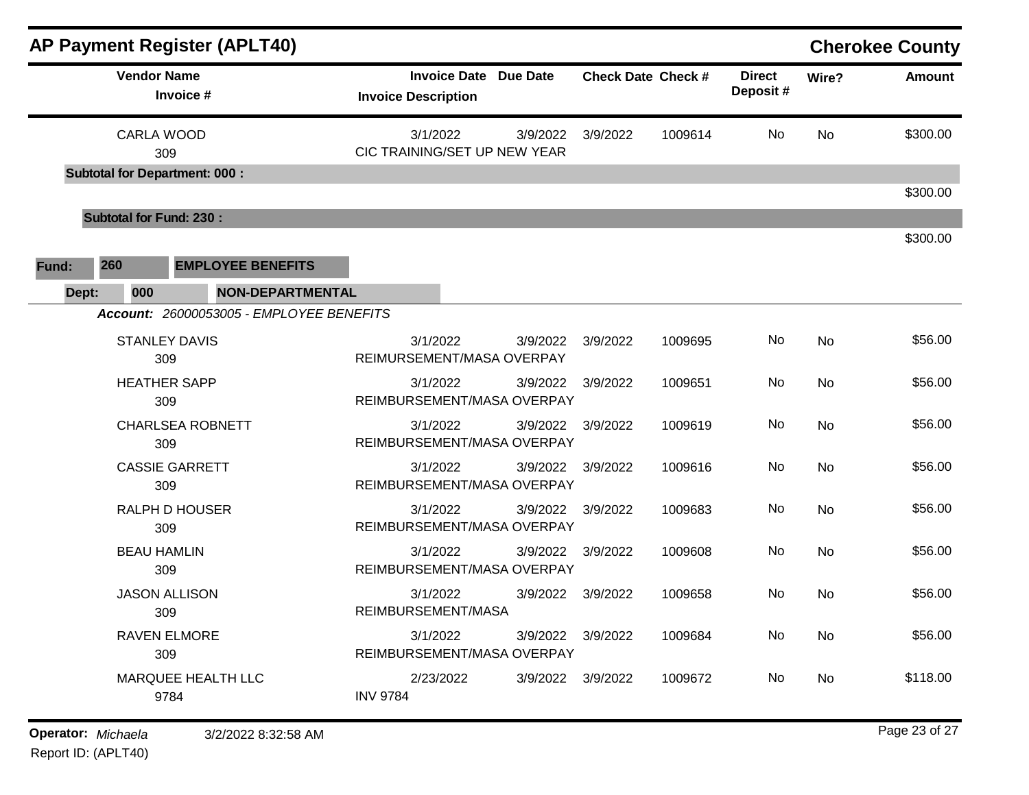# AP Payment Register (APLT40)

**Cherokee County**

| Vendor Name / Invoice # | Invoice Date / Invoice Description | Due Date | Check Date | Check # | Direct Deposit # | Wire? | Amount |
|---|---|---|---|---|---|---|---|
| CARLA WOOD<br>309 | 3/1/2022<br>CIC TRAINING/SET UP NEW YEAR | 3/9/2022 | 3/9/2022 | 1009614 | No | No | $300.00 |
| **Subtotal for Department: 000 :** | | | | | | | $300.00 |
| **Subtotal for Fund: 230 :** | | | | | | | $300.00 |

**Fund:** 260 **EMPLOYEE BENEFITS**

**Dept:** 000 **NON-DEPARTMENTAL**

***Account:*** *26000053005 - EMPLOYEE BENEFITS*

| Vendor Name / Invoice # | Invoice Date / Invoice Description | Due Date | Check Date | Check # | Direct Deposit # | Wire? | Amount |
|---|---|---|---|---|---|---|---|
| STANLEY DAVIS<br>309 | 3/1/2022<br>REIMURSEMENT/MASA OVERPAY | 3/9/2022 | 3/9/2022 | 1009695 | No | No | $56.00 |
| HEATHER SAPP<br>309 | 3/1/2022<br>REIMBURSEMENT/MASA OVERPAY | 3/9/2022 | 3/9/2022 | 1009651 | No | No | $56.00 |
| CHARLSEA ROBNETT<br>309 | 3/1/2022<br>REIMBURSEMENT/MASA OVERPAY | 3/9/2022 | 3/9/2022 | 1009619 | No | No | $56.00 |
| CASSIE GARRETT<br>309 | 3/1/2022<br>REIMBURSEMENT/MASA OVERPAY | 3/9/2022 | 3/9/2022 | 1009616 | No | No | $56.00 |
| RALPH D HOUSER<br>309 | 3/1/2022<br>REIMBURSEMENT/MASA OVERPAY | 3/9/2022 | 3/9/2022 | 1009683 | No | No | $56.00 |
| BEAU HAMLIN<br>309 | 3/1/2022<br>REIMBURSEMENT/MASA OVERPAY | 3/9/2022 | 3/9/2022 | 1009608 | No | No | $56.00 |
| JASON ALLISON<br>309 | 3/1/2022<br>REIMBURSEMENT/MASA | 3/9/2022 | 3/9/2022 | 1009658 | No | No | $56.00 |
| RAVEN ELMORE<br>309 | 3/1/2022<br>REIMBURSEMENT/MASA OVERPAY | 3/9/2022 | 3/9/2022 | 1009684 | No | No | $56.00 |
| MARQUEE HEALTH LLC<br>9784 | 2/23/2022<br>INV 9784 | 3/9/2022 | 3/9/2022 | 1009672 | No | No | $118.00 |

**Operator:** *Michaela* 3/2/2022 8:32:58 AM

Report ID: (APLT40)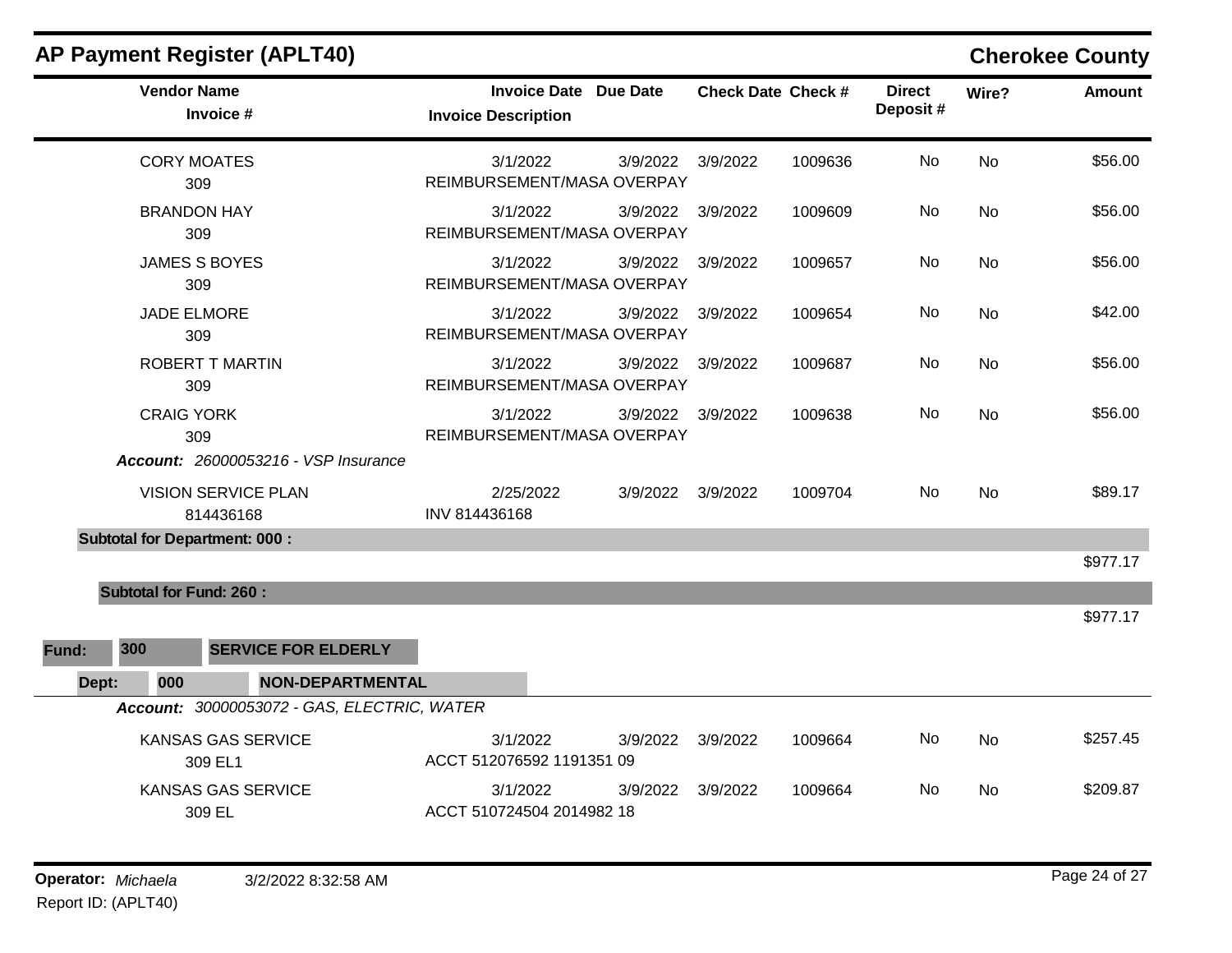## AP Payment Register (APLT40)

**Cherokee County**

| Vendor Name / Invoice # | Invoice Date / Invoice Description | Due Date | Check Date | Check # | Direct Deposit # | Wire? | Amount |
|---|---|---|---|---|---|---|---|
| CORY MOATES<br>309 | 3/1/2022<br>REIMBURSEMENT/MASA OVERPAY | 3/9/2022 | 3/9/2022 | 1009636 | No | No | $56.00 |
| BRANDON HAY<br>309 | 3/1/2022<br>REIMBURSEMENT/MASA OVERPAY | 3/9/2022 | 3/9/2022 | 1009609 | No | No | $56.00 |
| JAMES S BOYES<br>309 | 3/1/2022<br>REIMBURSEMENT/MASA OVERPAY | 3/9/2022 | 3/9/2022 | 1009657 | No | No | $56.00 |
| JADE ELMORE<br>309 | 3/1/2022<br>REIMBURSEMENT/MASA OVERPAY | 3/9/2022 | 3/9/2022 | 1009654 | No | No | $42.00 |
| ROBERT T MARTIN<br>309 | 3/1/2022<br>REIMBURSEMENT/MASA OVERPAY | 3/9/2022 | 3/9/2022 | 1009687 | No | No | $56.00 |
| CRAIG YORK<br>309 | 3/1/2022<br>REIMBURSEMENT/MASA OVERPAY | 3/9/2022 | 3/9/2022 | 1009638 | No | No | $56.00 |
| ***Account:** 26000053216 - VSP Insurance* | | | | | | | |
| VISION SERVICE PLAN<br>814436168 | 2/25/2022<br>INV 814436168 | 3/9/2022 | 3/9/2022 | 1009704 | No | No | $89.17 |
| **Subtotal for Department: 000 :** | | | | | | | $977.17 |
| **Subtotal for Fund: 260 :** | | | | | | | $977.17 |

**Fund: 300 SERVICE FOR ELDERLY**

**Dept: 000 NON-DEPARTMENTAL**

| Vendor Name / Invoice # | Invoice Date / Invoice Description | Due Date | Check Date | Check # | Direct Deposit # | Wire? | Amount |
|---|---|---|---|---|---|---|---|
| ***Account:** 30000053072 - GAS, ELECTRIC, WATER* | | | | | | | |
| KANSAS GAS SERVICE<br>309 EL1 | 3/1/2022<br>ACCT 512076592 1191351 09 | 3/9/2022 | 3/9/2022 | 1009664 | No | No | $257.45 |
| KANSAS GAS SERVICE<br>309 EL | 3/1/2022<br>ACCT 510724504 2014982 18 | 3/9/2022 | 3/9/2022 | 1009664 | No | No | $209.87 |

**Operator:** *Michaela* 3/2/2022 8:32:58 AM

Report ID: (APLT40)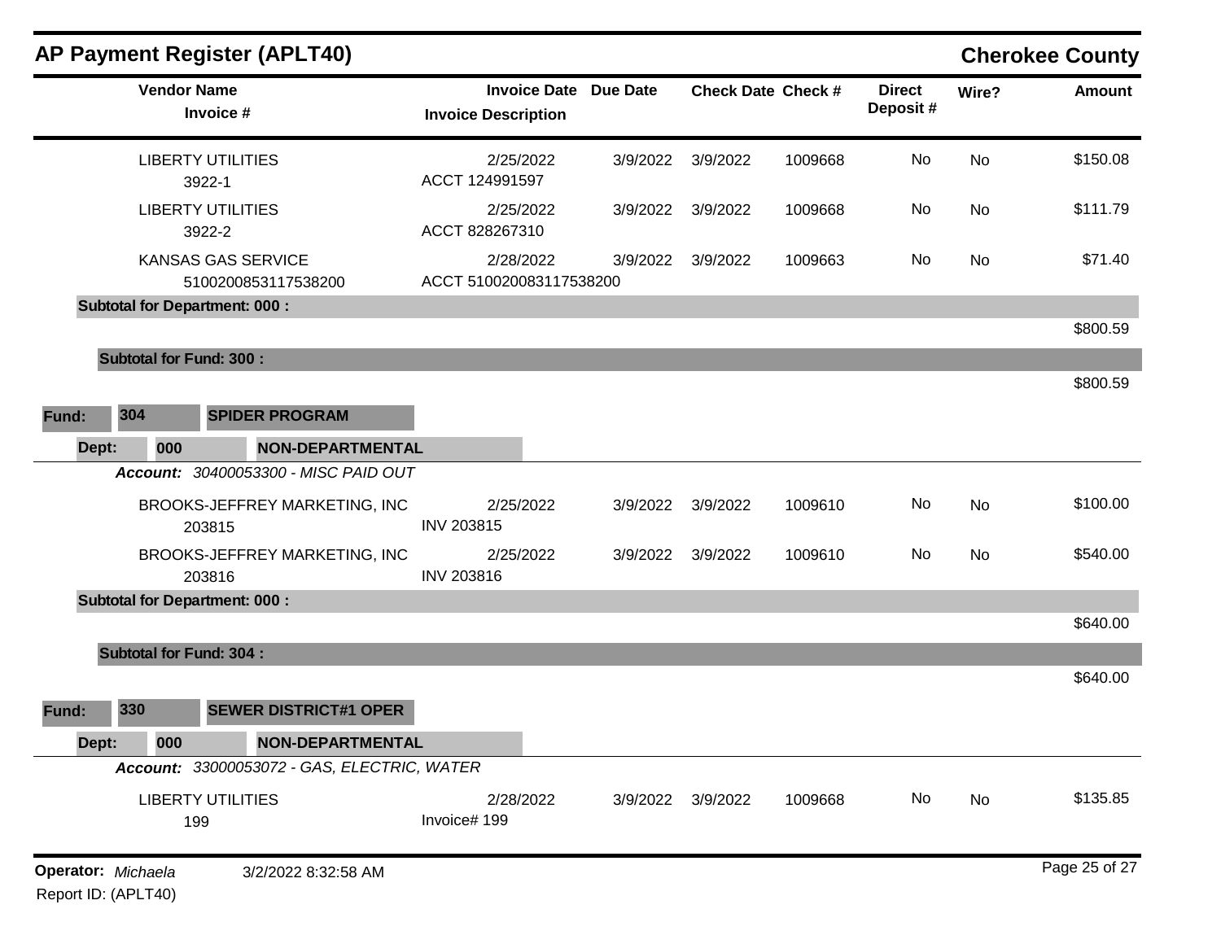## AP Payment Register (APLT40)

**Cherokee County**

| Vendor Name / Invoice # | Invoice Date / Invoice Description | Due Date | Check Date | Check # | Direct Deposit # | Wire? | Amount |
|---|---|---|---|---|---|---|---|
| LIBERTY UTILITIES<br>3922-1 | 2/25/2022<br>ACCT 124991597 | 3/9/2022 | 3/9/2022 | 1009668 | No | No | $150.08 |
| LIBERTY UTILITIES<br>3922-2 | 2/25/2022<br>ACCT 828267310 | 3/9/2022 | 3/9/2022 | 1009668 | No | No | $111.79 |
| KANSAS GAS SERVICE<br>5100200853117538200 | 2/28/2022<br>ACCT 510020083117538200 | 3/9/2022 | 3/9/2022 | 1009663 | No | No | $71.40 |
| **Subtotal for Department: 000 :** | | | | | | | $800.59 |
| **Subtotal for Fund: 300 :** | | | | | | | $800.59 |

**Fund: 304 SPIDER PROGRAM**

**Dept: 000 NON-DEPARTMENTAL**

***Account:*** *30400053300 - MISC PAID OUT*

| Vendor Name / Invoice # | Invoice Date / Invoice Description | Due Date | Check Date | Check # | Direct Deposit # | Wire? | Amount |
|---|---|---|---|---|---|---|---|
| BROOKS-JEFFREY MARKETING, INC<br>203815 | 2/25/2022<br>INV 203815 | 3/9/2022 | 3/9/2022 | 1009610 | No | No | $100.00 |
| BROOKS-JEFFREY MARKETING, INC<br>203816 | 2/25/2022<br>INV 203816 | 3/9/2022 | 3/9/2022 | 1009610 | No | No | $540.00 |
| **Subtotal for Department: 000 :** | | | | | | | $640.00 |
| **Subtotal for Fund: 304 :** | | | | | | | $640.00 |

**Fund: 330 SEWER DISTRICT#1 OPER**

**Dept: 000 NON-DEPARTMENTAL**

***Account:*** *33000053072 - GAS, ELECTRIC, WATER*

| Vendor Name / Invoice # | Invoice Date / Invoice Description | Due Date | Check Date | Check # | Direct Deposit # | Wire? | Amount |
|---|---|---|---|---|---|---|---|
| LIBERTY UTILITIES<br>199 | 2/28/2022<br>Invoice# 199 | 3/9/2022 | 3/9/2022 | 1009668 | No | No | $135.85 |

**Operator:** *Michaela* 3/2/2022 8:32:58 AM

Report ID: (APLT40)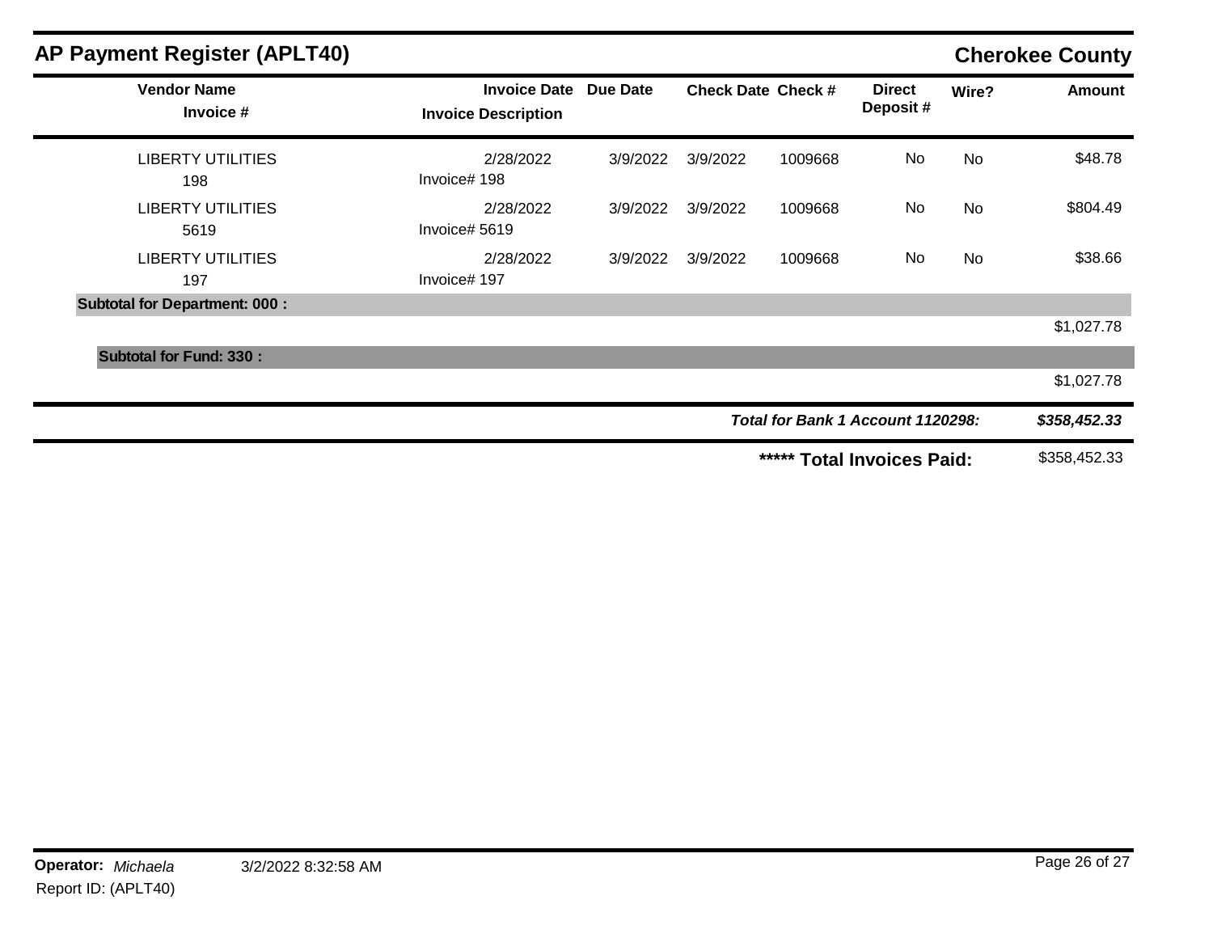## AP Payment Register (APLT40)

**Cherokee County**

| Vendor Name / Invoice # | Invoice Date / Invoice Description | Due Date | Check Date | Check # | Direct Deposit # | Wire? | Amount |
|---|---|---|---|---|---|---|---|
| LIBERTY UTILITIES<br>198 | 2/28/2022<br>Invoice# 198 | 3/9/2022 | 3/9/2022 | 1009668 | No | No | $48.78 |
| LIBERTY UTILITIES<br>5619 | 2/28/2022<br>Invoice# 5619 | 3/9/2022 | 3/9/2022 | 1009668 | No | No | $804.49 |
| LIBERTY UTILITIES<br>197 | 2/28/2022<br>Invoice# 197 | 3/9/2022 | 3/9/2022 | 1009668 | No | No | $38.66 |
| **Subtotal for Department: 000 :** | | | | | | | $1,027.78 |
| **Subtotal for Fund: 330 :** | | | | | | | $1,027.78 |
| | | | | | ***Total for Bank 1 Account 1120298:*** | | ***$358,452.33*** |
| | | | | | **\*\*\*\*\* Total Invoices Paid:** | | $358,452.33 |

**Operator:** *Michaela* 3/2/2022 8:32:58 AM
Report ID: (APLT40)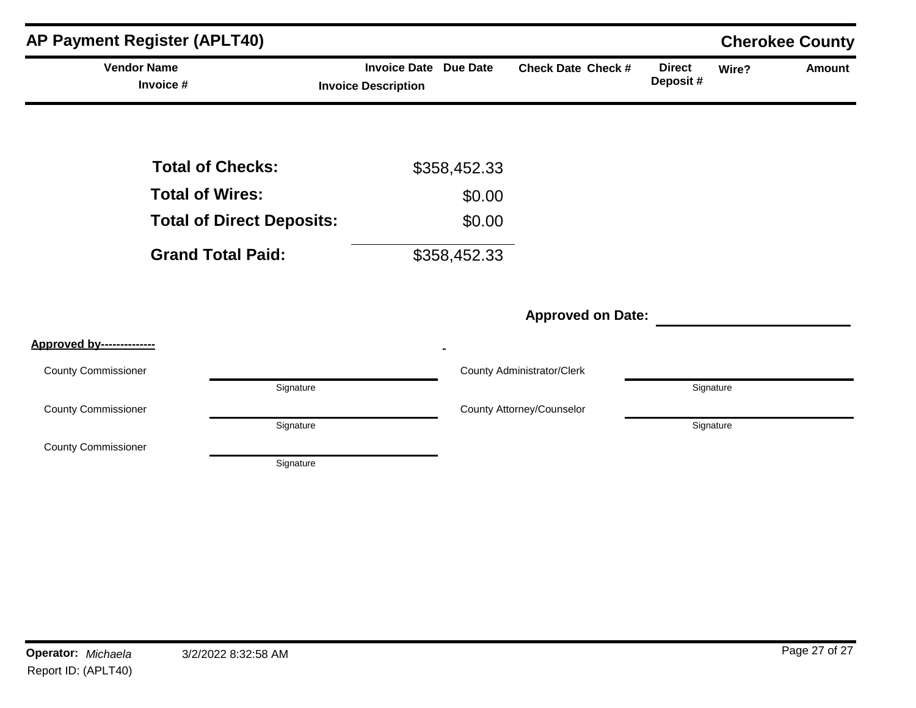## AP Payment Register (APLT40)

**Cherokee County**

| Vendor Name / Invoice # | Invoice Date / Invoice Description | Due Date | Check Date | Check # | Direct Deposit # | Wire? | Amount |
|---|---|---|---|---|---|---|---|

| | |
|---|---|
| **Total of Checks:** | $358,452.33 |
| **Total of Wires:** | $0.00 |
| **Total of Direct Deposits:** | $0.00 |
| **Grand Total Paid:** | $358,452.33 |

**Approved on Date:** ______________________

**Approved by--------------**

County Commissioner ______________________
Signature

County Administrator/Clerk ______________________
Signature

County Commissioner ______________________
Signature

County Attorney/Counselor ______________________
Signature

County Commissioner ______________________
Signature

**Operator:** *Michaela* 3/2/2022 8:32:58 AM

Report ID: (APLT40)